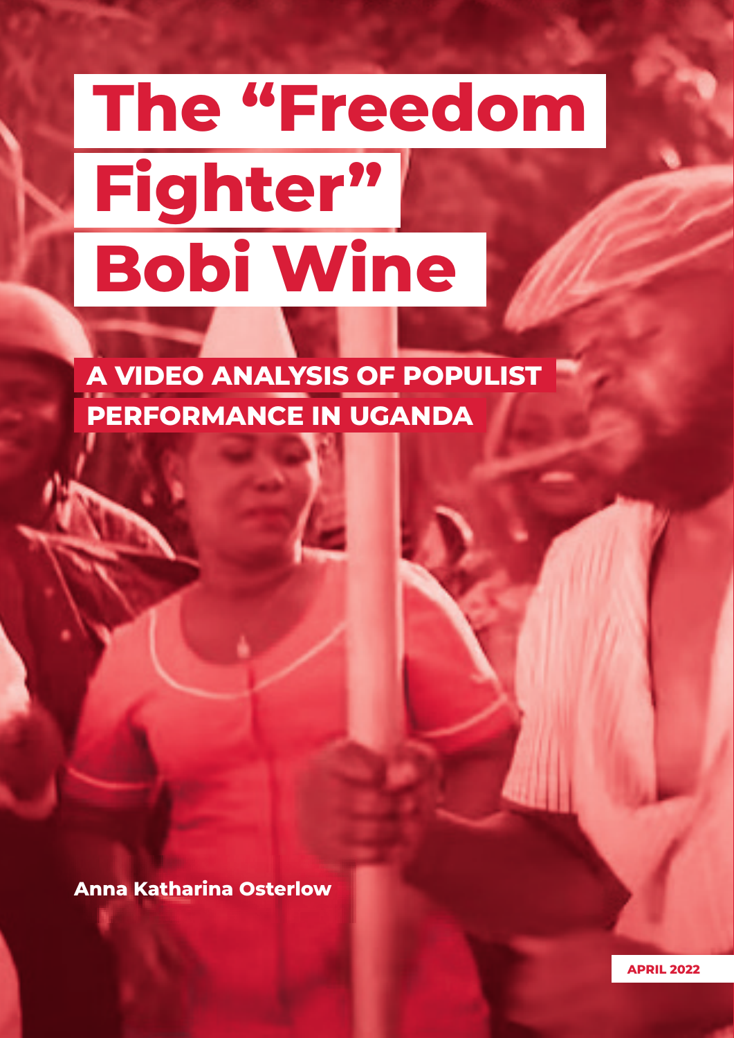# The "Freedom Fighter" Bobi Wine

## A VIDEO ANALYSIS OF POPULIST PERFORMANCE IN UGANDA

**Anna Katharina Osterlow**

**APRIL 2022**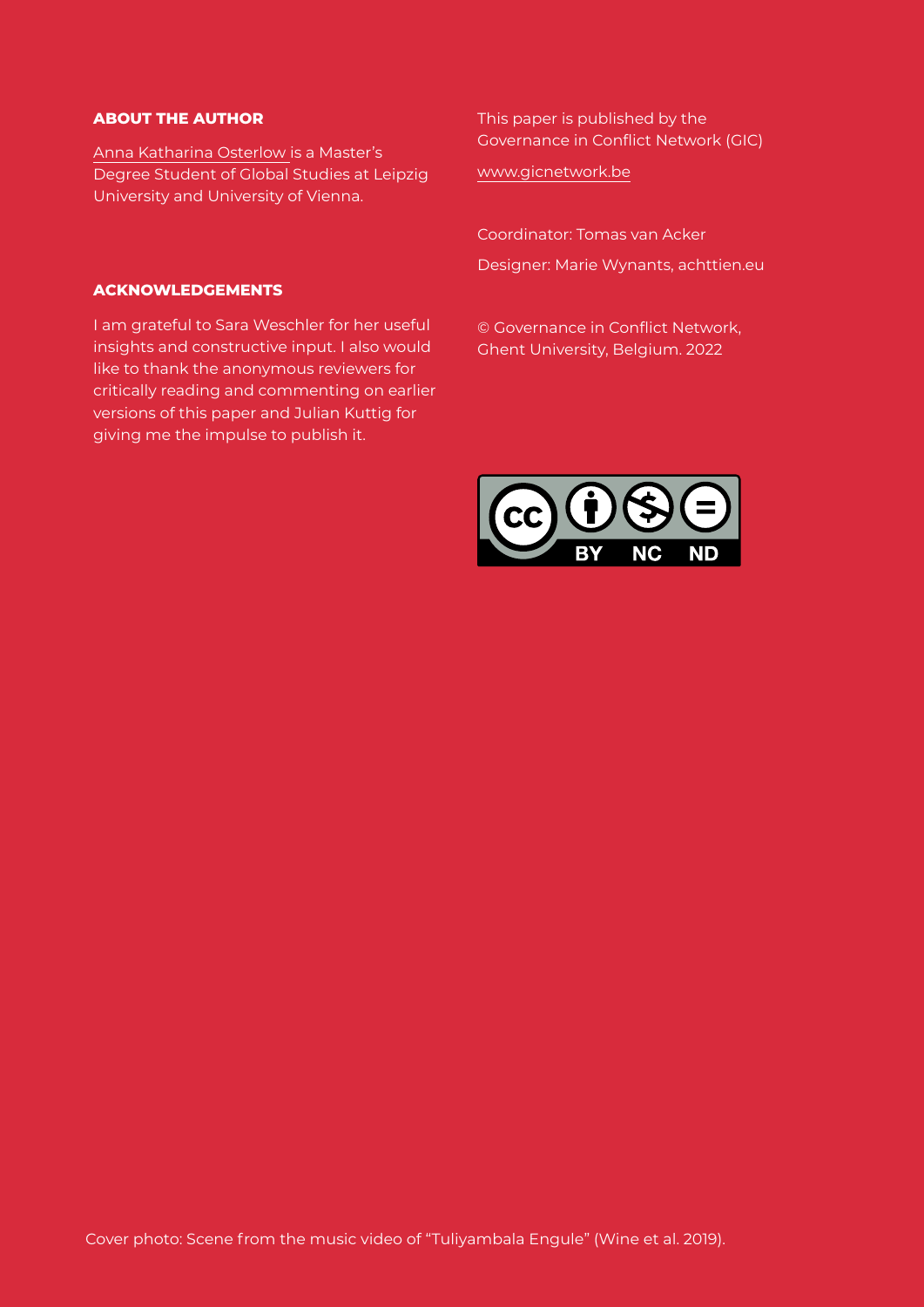## ABOUT THE AUTHOR

Anna Katharina Osterlow is a Master's Degree Student of Global Studies at Leipzig University and University of Vienna.

## ACKNOWLEDGEMENTS

I am grateful to Sara Weschler for her useful insights and constructive input. I also would like to thank the anonymous reviewers for critically reading and commenting on earlier versions of this paper and Julian Kuttig for giving me the impulse to publish it.

This paper is published by the Governance in Conflict Network (GIC)

www.gicnetwork.be

Coordinator: Tomas van Acker

Designer: Marie Wynants, achttien.eu

© Governance in Conflict Network, Ghent University, Belgium. 2022

Cover photo: Scene from the music video of "Tuliyambala Engule" (Wine et al. 2019).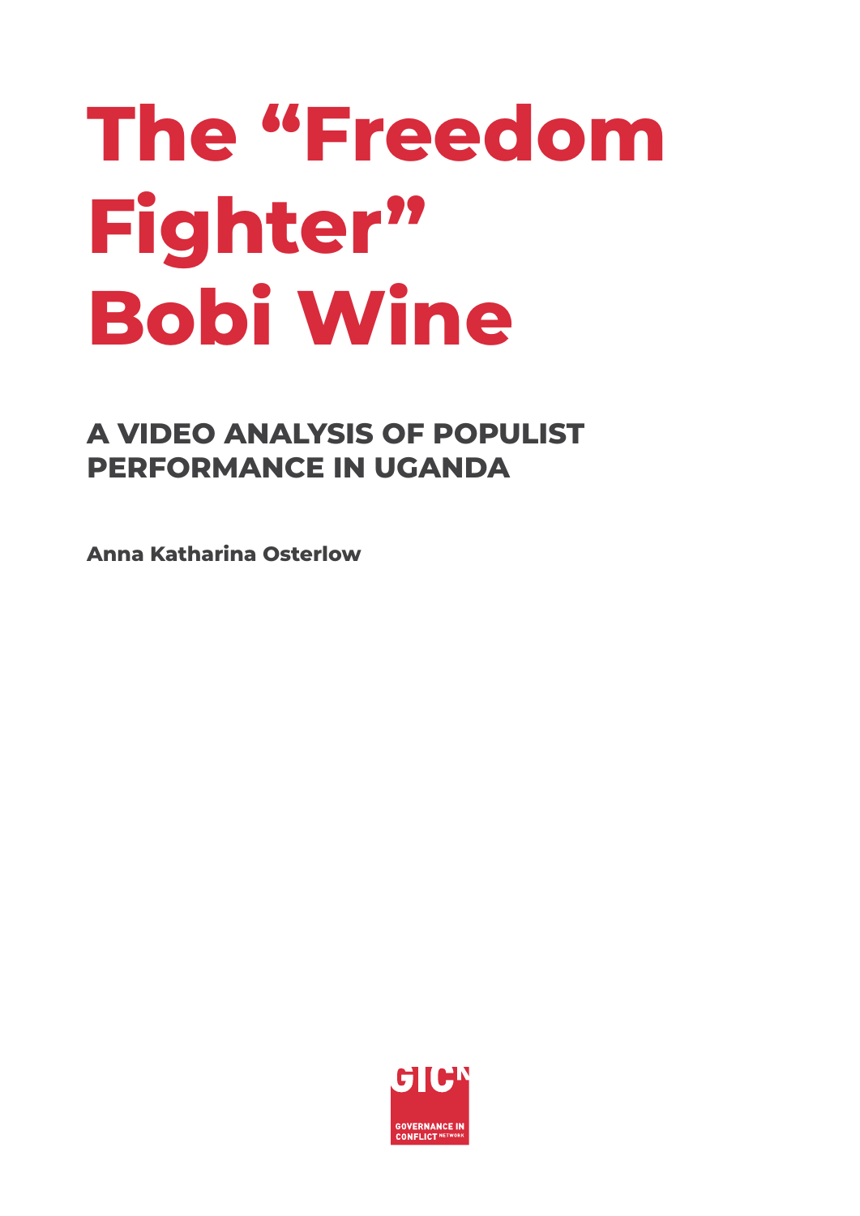# The “Freedom Fighter” Bobi Wine

## A VIDEO ANALYSIS OF POPULIST PERFORMANCE IN UGANDA

**Anna Katharina Osterlow**

GICN

GOVERNANCE IN CONFLICT NETWORK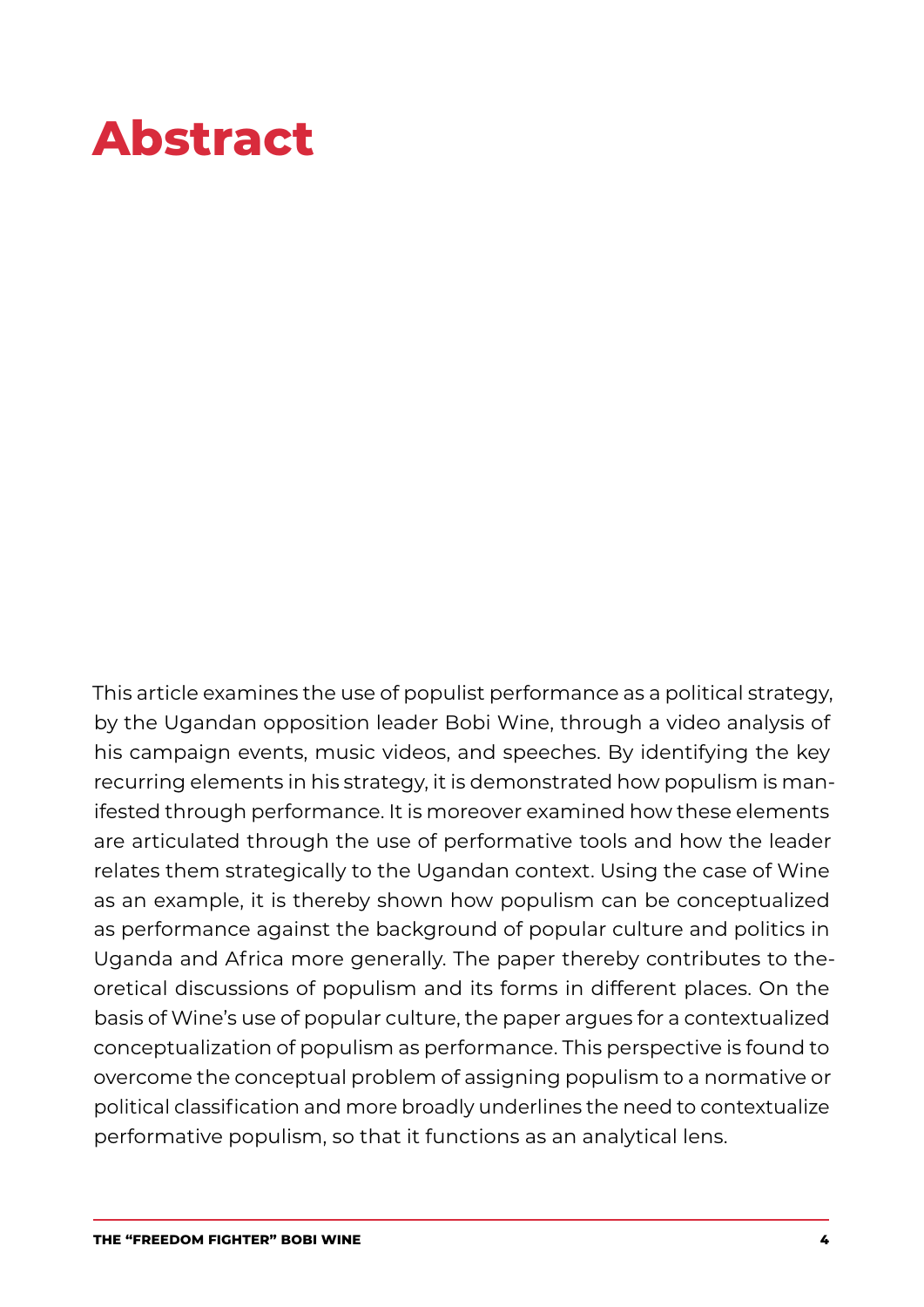# Abstract

This article examines the use of populist performance as a political strategy, by the Ugandan opposition leader Bobi Wine, through a video analysis of his campaign events, music videos, and speeches. By identifying the key recurring elements in his strategy, it is demonstrated how populism is manifested through performance. It is moreover examined how these elements are articulated through the use of performative tools and how the leader relates them strategically to the Ugandan context. Using the case of Wine as an example, it is thereby shown how populism can be conceptualized as performance against the background of popular culture and politics in Uganda and Africa more generally. The paper thereby contributes to theoretical discussions of populism and its forms in different places. On the basis of Wine's use of popular culture, the paper argues for a contextualized conceptualization of populism as performance. This perspective is found to overcome the conceptual problem of assigning populism to a normative or political classification and more broadly underlines the need to contextualize performative populism, so that it functions as an analytical lens.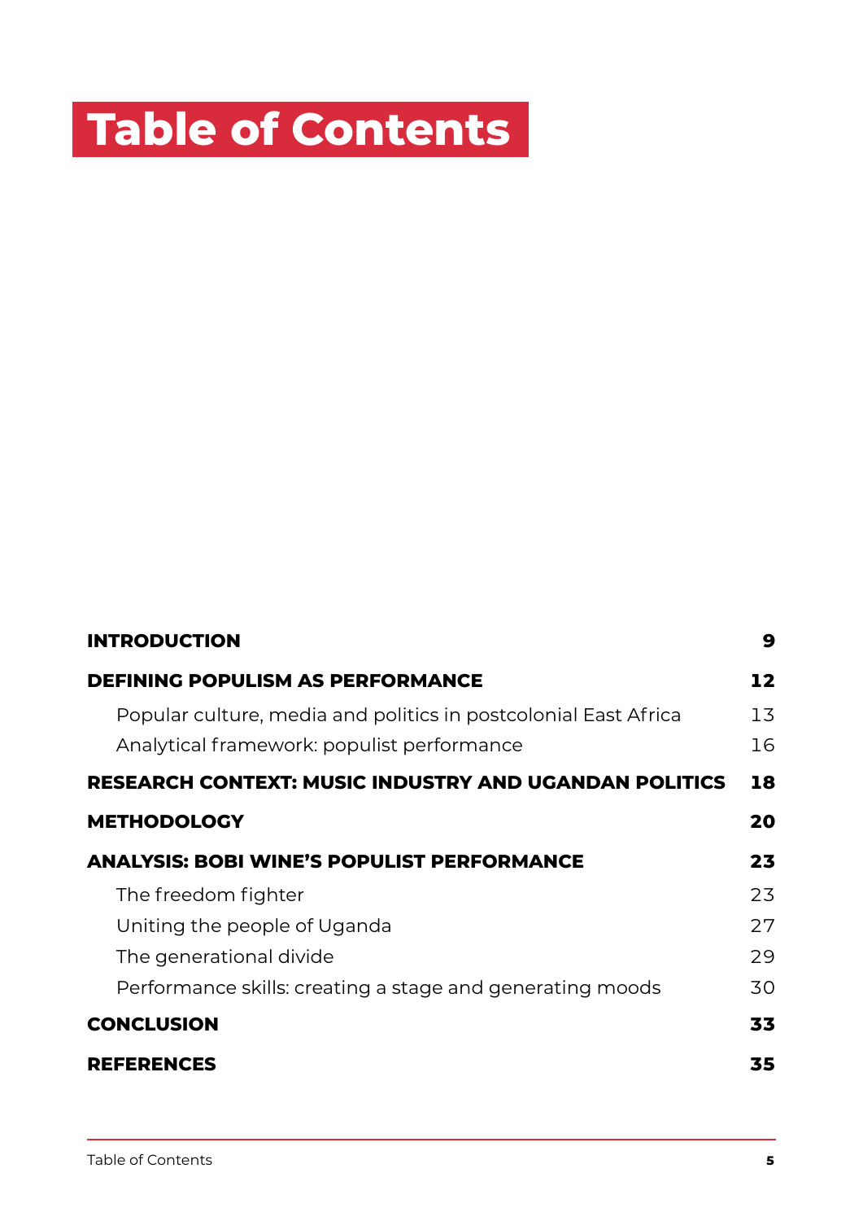# Table of Contents

| | |
|---|---|
| **INTRODUCTION** | **9** |
| **DEFINING POPULISM AS PERFORMANCE** | **12** |
| Popular culture, media and politics in postcolonial East Africa | 13 |
| Analytical framework: populist performance | 16 |
| **RESEARCH CONTEXT: MUSIC INDUSTRY AND UGANDAN POLITICS** | **18** |
| **METHODOLOGY** | **20** |
| **ANALYSIS: BOBI WINE'S POPULIST PERFORMANCE** | **23** |
| The freedom fighter | 23 |
| Uniting the people of Uganda | 27 |
| The generational divide | 29 |
| Performance skills: creating a stage and generating moods | 30 |
| **CONCLUSION** | **33** |
| **REFERENCES** | **35** |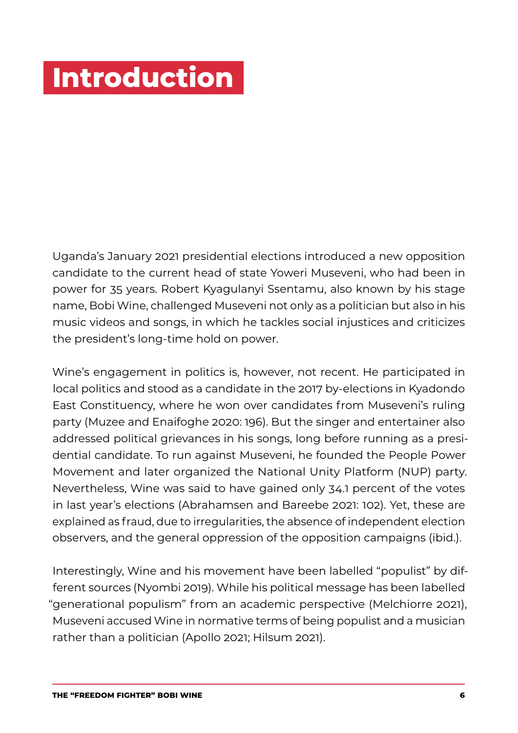# Introduction

Uganda's January 2021 presidential elections introduced a new opposition candidate to the current head of state Yoweri Museveni, who had been in power for 35 years. Robert Kyagulanyi Ssentamu, also known by his stage name, Bobi Wine, challenged Museveni not only as a politician but also in his music videos and songs, in which he tackles social injustices and criticizes the president's long-time hold on power.

Wine's engagement in politics is, however, not recent. He participated in local politics and stood as a candidate in the 2017 by-elections in Kyadondo East Constituency, where he won over candidates from Museveni's ruling party (Muzee and Enaifoghe 2020: 196). But the singer and entertainer also addressed political grievances in his songs, long before running as a presidential candidate. To run against Museveni, he founded the People Power Movement and later organized the National Unity Platform (NUP) party. Nevertheless, Wine was said to have gained only 34.1 percent of the votes in last year's elections (Abrahamsen and Bareebe 2021: 102). Yet, these are explained as fraud, due to irregularities, the absence of independent election observers, and the general oppression of the opposition campaigns (ibid.).

Interestingly, Wine and his movement have been labelled "populist" by different sources (Nyombi 2019). While his political message has been labelled "generational populism" from an academic perspective (Melchiorre 2021), Museveni accused Wine in normative terms of being populist and a musician rather than a politician (Apollo 2021; Hilsum 2021).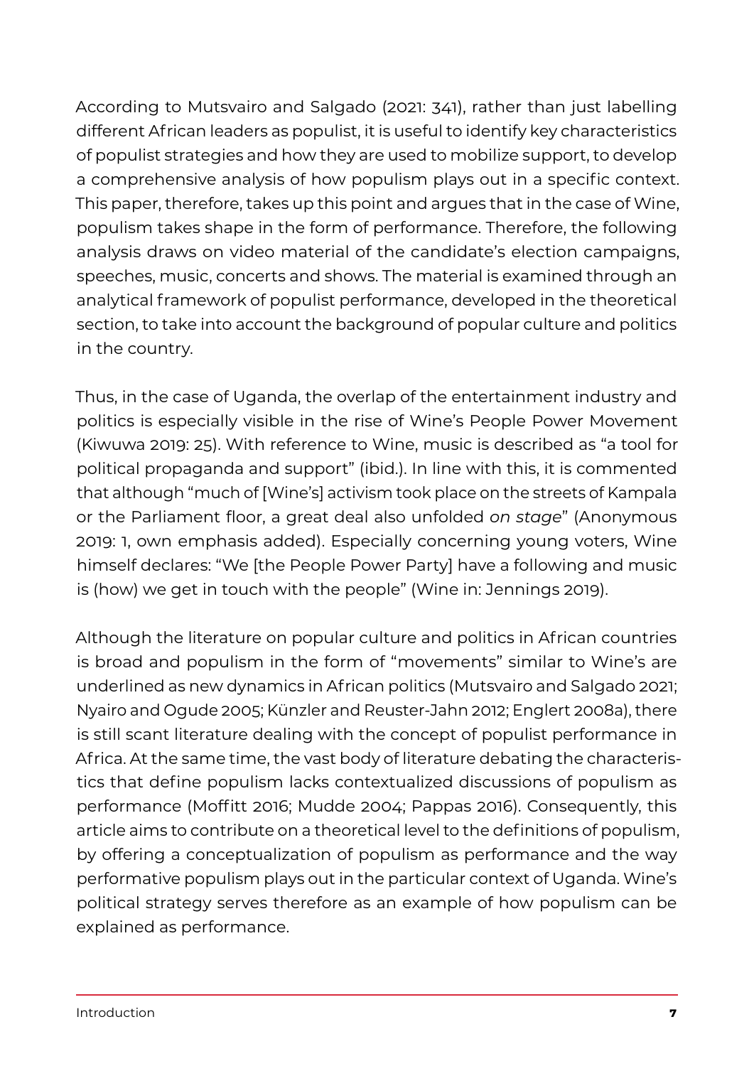According to Mutsvairo and Salgado (2021: 341), rather than just labelling different African leaders as populist, it is useful to identify key characteristics of populist strategies and how they are used to mobilize support, to develop a comprehensive analysis of how populism plays out in a specific context. This paper, therefore, takes up this point and argues that in the case of Wine, populism takes shape in the form of performance. Therefore, the following analysis draws on video material of the candidate's election campaigns, speeches, music, concerts and shows. The material is examined through an analytical framework of populist performance, developed in the theoretical section, to take into account the background of popular culture and politics in the country.

Thus, in the case of Uganda, the overlap of the entertainment industry and politics is especially visible in the rise of Wine's People Power Movement (Kiwuwa 2019: 25). With reference to Wine, music is described as "a tool for political propaganda and support" (ibid.). In line with this, it is commented that although "much of [Wine's] activism took place on the streets of Kampala or the Parliament floor, a great deal also unfolded *on stage*" (Anonymous 2019: 1, own emphasis added). Especially concerning young voters, Wine himself declares: "We [the People Power Party] have a following and music is (how) we get in touch with the people" (Wine in: Jennings 2019).

Although the literature on popular culture and politics in African countries is broad and populism in the form of "movements" similar to Wine's are underlined as new dynamics in African politics (Mutsvairo and Salgado 2021; Nyairo and Ogude 2005; Künzler and Reuster-Jahn 2012; Englert 2008a), there is still scant literature dealing with the concept of populist performance in Africa. At the same time, the vast body of literature debating the characteristics that define populism lacks contextualized discussions of populism as performance (Moffitt 2016; Mudde 2004; Pappas 2016). Consequently, this article aims to contribute on a theoretical level to the definitions of populism, by offering a conceptualization of populism as performance and the way performative populism plays out in the particular context of Uganda. Wine's political strategy serves therefore as an example of how populism can be explained as performance.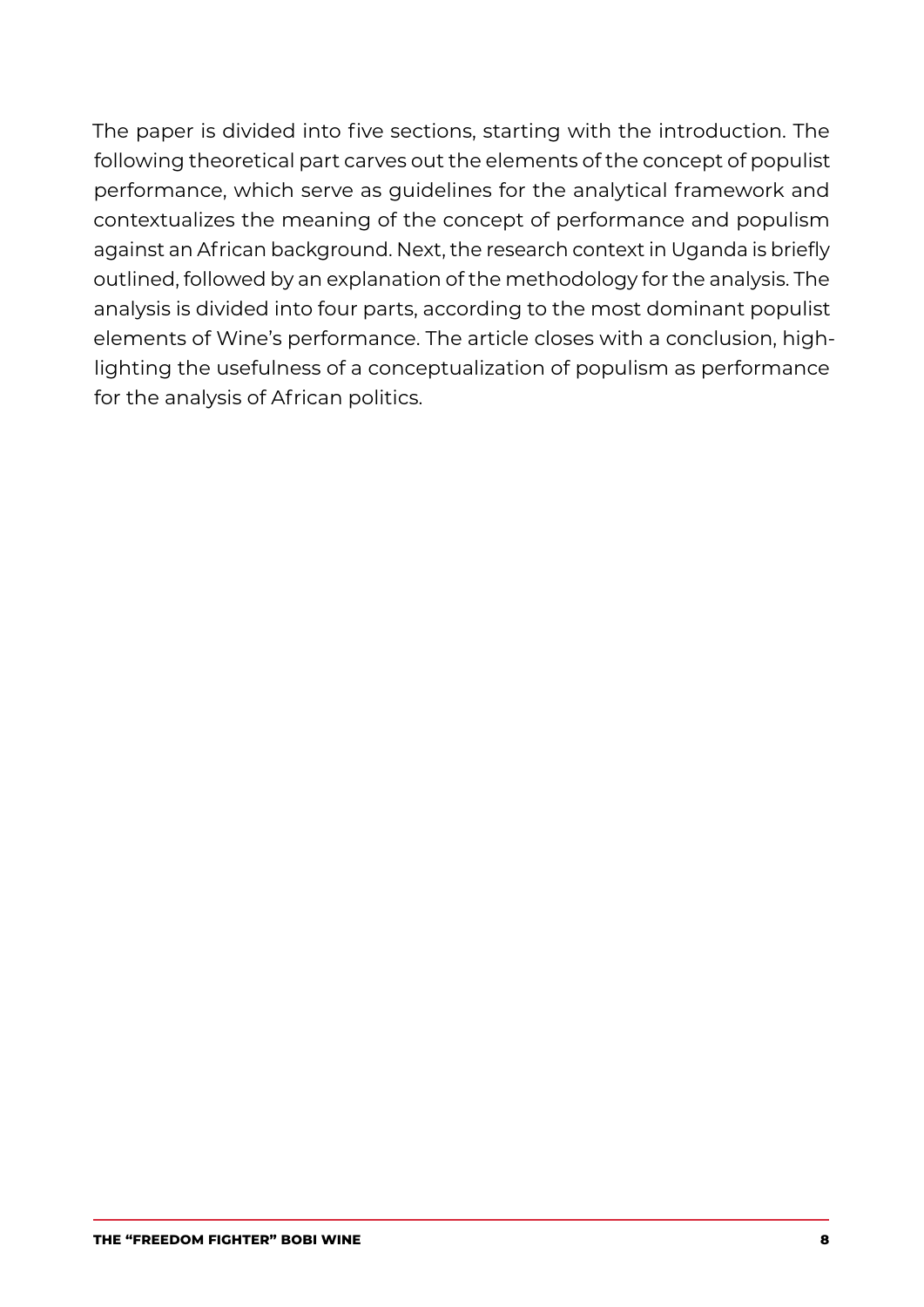The paper is divided into five sections, starting with the introduction. The following theoretical part carves out the elements of the concept of populist performance, which serve as guidelines for the analytical framework and contextualizes the meaning of the concept of performance and populism against an African background. Next, the research context in Uganda is briefly outlined, followed by an explanation of the methodology for the analysis. The analysis is divided into four parts, according to the most dominant populist elements of Wine's performance. The article closes with a conclusion, highlighting the usefulness of a conceptualization of populism as performance for the analysis of African politics.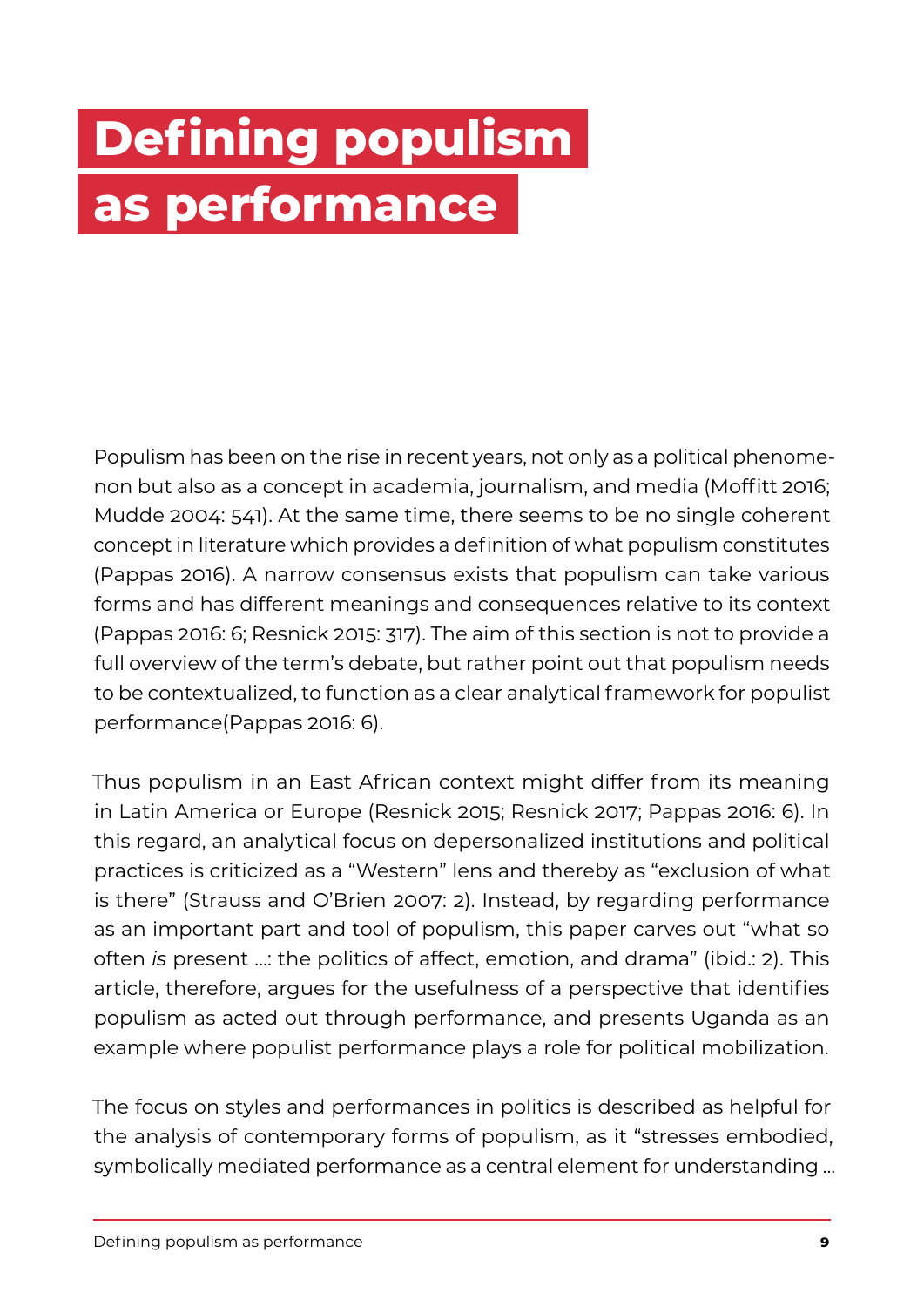# Defining populism as performance

Populism has been on the rise in recent years, not only as a political phenomenon but also as a concept in academia, journalism, and media (Moffitt 2016; Mudde 2004: 541). At the same time, there seems to be no single coherent concept in literature which provides a definition of what populism constitutes (Pappas 2016). A narrow consensus exists that populism can take various forms and has different meanings and consequences relative to its context (Pappas 2016: 6; Resnick 2015: 317). The aim of this section is not to provide a full overview of the term's debate, but rather point out that populism needs to be contextualized, to function as a clear analytical framework for populist performance(Pappas 2016: 6).

Thus populism in an East African context might differ from its meaning in Latin America or Europe (Resnick 2015; Resnick 2017; Pappas 2016: 6). In this regard, an analytical focus on depersonalized institutions and political practices is criticized as a "Western" lens and thereby as "exclusion of what is there" (Strauss and O'Brien 2007: 2). Instead, by regarding performance as an important part and tool of populism, this paper carves out "what so often *is* present ...: the politics of affect, emotion, and drama" (ibid.: 2). This article, therefore, argues for the usefulness of a perspective that identifies populism as acted out through performance, and presents Uganda as an example where populist performance plays a role for political mobilization.

The focus on styles and performances in politics is described as helpful for the analysis of contemporary forms of populism, as it "stresses embodied, symbolically mediated performance as a central element for understanding ...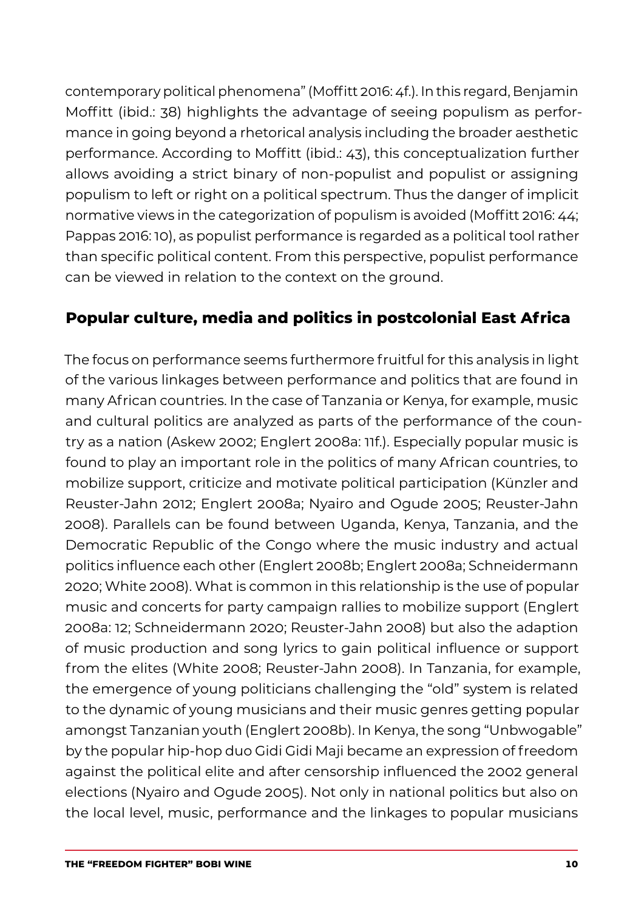contemporary political phenomena" (Moffitt 2016: 4f.). In this regard, Benjamin Moffitt (ibid.: 38) highlights the advantage of seeing populism as performance in going beyond a rhetorical analysis including the broader aesthetic performance. According to Moffitt (ibid.: 43), this conceptualization further allows avoiding a strict binary of non-populist and populist or assigning populism to left or right on a political spectrum. Thus the danger of implicit normative views in the categorization of populism is avoided (Moffitt 2016: 44; Pappas 2016: 10), as populist performance is regarded as a political tool rather than specific political content. From this perspective, populist performance can be viewed in relation to the context on the ground.

## Popular culture, media and politics in postcolonial East Africa

The focus on performance seems furthermore fruitful for this analysis in light of the various linkages between performance and politics that are found in many African countries. In the case of Tanzania or Kenya, for example, music and cultural politics are analyzed as parts of the performance of the country as a nation (Askew 2002; Englert 2008a: 11f.). Especially popular music is found to play an important role in the politics of many African countries, to mobilize support, criticize and motivate political participation (Künzler and Reuster-Jahn 2012; Englert 2008a; Nyairo and Ogude 2005; Reuster-Jahn 2008). Parallels can be found between Uganda, Kenya, Tanzania, and the Democratic Republic of the Congo where the music industry and actual politics influence each other (Englert 2008b; Englert 2008a; Schneidermann 2020; White 2008). What is common in this relationship is the use of popular music and concerts for party campaign rallies to mobilize support (Englert 2008a: 12; Schneidermann 2020; Reuster-Jahn 2008) but also the adaption of music production and song lyrics to gain political influence or support from the elites (White 2008; Reuster-Jahn 2008). In Tanzania, for example, the emergence of young politicians challenging the "old" system is related to the dynamic of young musicians and their music genres getting popular amongst Tanzanian youth (Englert 2008b). In Kenya, the song "Unbwogable" by the popular hip-hop duo Gidi Gidi Maji became an expression of freedom against the political elite and after censorship influenced the 2002 general elections (Nyairo and Ogude 2005). Not only in national politics but also on the local level, music, performance and the linkages to popular musicians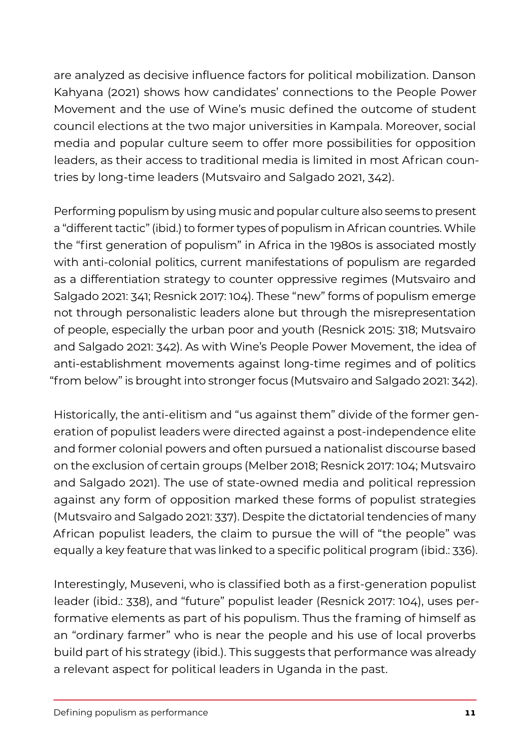are analyzed as decisive influence factors for political mobilization. Danson Kahyana (2021) shows how candidates' connections to the People Power Movement and the use of Wine's music defined the outcome of student council elections at the two major universities in Kampala. Moreover, social media and popular culture seem to offer more possibilities for opposition leaders, as their access to traditional media is limited in most African countries by long-time leaders (Mutsvairo and Salgado 2021, 342).

Performing populism by using music and popular culture also seems to present a "different tactic" (ibid.) to former types of populism in African countries. While the "first generation of populism" in Africa in the 1980s is associated mostly with anti-colonial politics, current manifestations of populism are regarded as a differentiation strategy to counter oppressive regimes (Mutsvairo and Salgado 2021: 341; Resnick 2017: 104). These "new" forms of populism emerge not through personalistic leaders alone but through the misrepresentation of people, especially the urban poor and youth (Resnick 2015: 318; Mutsvairo and Salgado 2021: 342). As with Wine's People Power Movement, the idea of anti-establishment movements against long-time regimes and of politics "from below" is brought into stronger focus (Mutsvairo and Salgado 2021: 342).

Historically, the anti-elitism and "us against them" divide of the former generation of populist leaders were directed against a post-independence elite and former colonial powers and often pursued a nationalist discourse based on the exclusion of certain groups (Melber 2018; Resnick 2017: 104; Mutsvairo and Salgado 2021). The use of state-owned media and political repression against any form of opposition marked these forms of populist strategies (Mutsvairo and Salgado 2021: 337). Despite the dictatorial tendencies of many African populist leaders, the claim to pursue the will of "the people" was equally a key feature that was linked to a specific political program (ibid.: 336).

Interestingly, Museveni, who is classified both as a first-generation populist leader (ibid.: 338), and "future" populist leader (Resnick 2017: 104), uses performative elements as part of his populism. Thus the framing of himself as an "ordinary farmer" who is near the people and his use of local proverbs build part of his strategy (ibid.). This suggests that performance was already a relevant aspect for political leaders in Uganda in the past.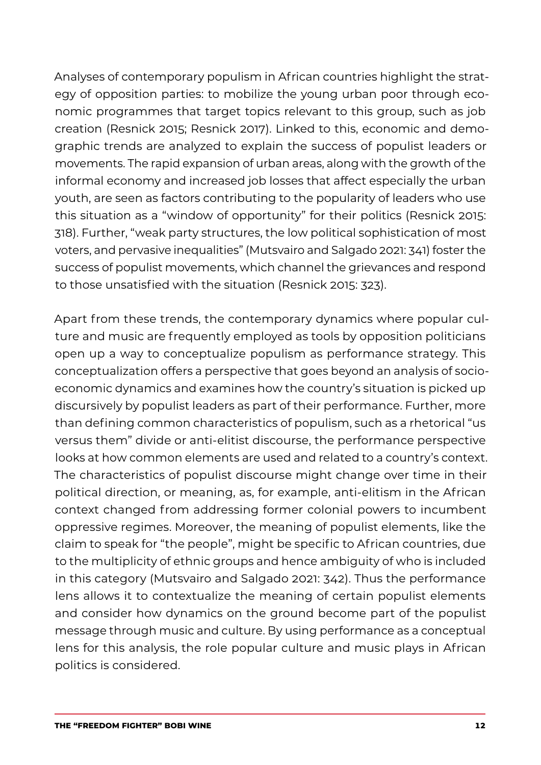Analyses of contemporary populism in African countries highlight the strategy of opposition parties: to mobilize the young urban poor through economic programmes that target topics relevant to this group, such as job creation (Resnick 2015; Resnick 2017). Linked to this, economic and demographic trends are analyzed to explain the success of populist leaders or movements. The rapid expansion of urban areas, along with the growth of the informal economy and increased job losses that affect especially the urban youth, are seen as factors contributing to the popularity of leaders who use this situation as a "window of opportunity" for their politics (Resnick 2015: 318). Further, "weak party structures, the low political sophistication of most voters, and pervasive inequalities" (Mutsvairo and Salgado 2021: 341) foster the success of populist movements, which channel the grievances and respond to those unsatisfied with the situation (Resnick 2015: 323).

Apart from these trends, the contemporary dynamics where popular culture and music are frequently employed as tools by opposition politicians open up a way to conceptualize populism as performance strategy. This conceptualization offers a perspective that goes beyond an analysis of socio-economic dynamics and examines how the country's situation is picked up discursively by populist leaders as part of their performance. Further, more than defining common characteristics of populism, such as a rhetorical "us versus them" divide or anti-elitist discourse, the performance perspective looks at how common elements are used and related to a country's context. The characteristics of populist discourse might change over time in their political direction, or meaning, as, for example, anti-elitism in the African context changed from addressing former colonial powers to incumbent oppressive regimes. Moreover, the meaning of populist elements, like the claim to speak for "the people", might be specific to African countries, due to the multiplicity of ethnic groups and hence ambiguity of who is included in this category (Mutsvairo and Salgado 2021: 342). Thus the performance lens allows it to contextualize the meaning of certain populist elements and consider how dynamics on the ground become part of the populist message through music and culture. By using performance as a conceptual lens for this analysis, the role popular culture and music plays in African politics is considered.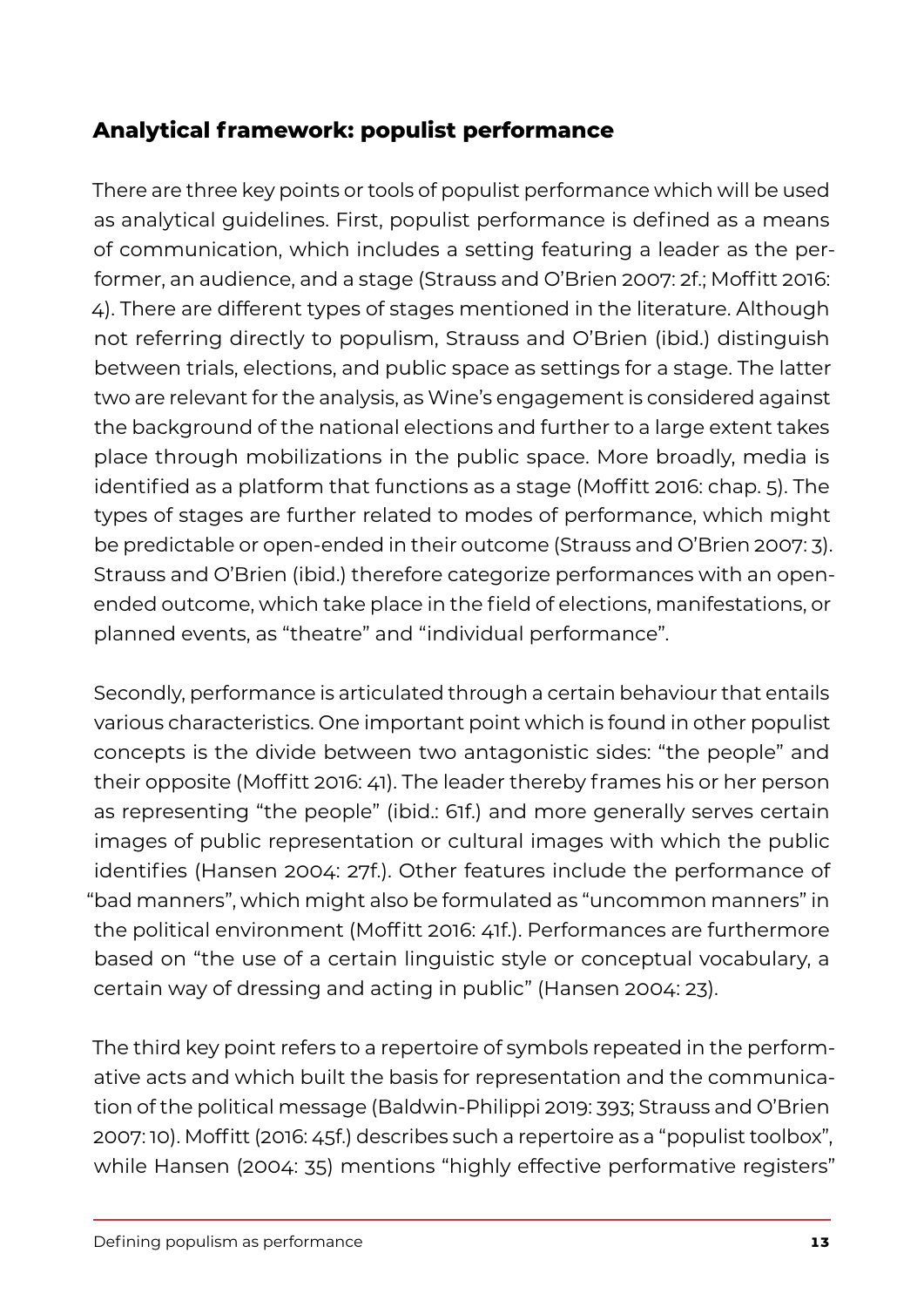## Analytical framework: populist performance

There are three key points or tools of populist performance which will be used as analytical guidelines. First, populist performance is defined as a means of communication, which includes a setting featuring a leader as the performer, an audience, and a stage (Strauss and O'Brien 2007: 2f.; Moffitt 2016: 4). There are different types of stages mentioned in the literature. Although not referring directly to populism, Strauss and O'Brien (ibid.) distinguish between trials, elections, and public space as settings for a stage. The latter two are relevant for the analysis, as Wine's engagement is considered against the background of the national elections and further to a large extent takes place through mobilizations in the public space. More broadly, media is identified as a platform that functions as a stage (Moffitt 2016: chap. 5). The types of stages are further related to modes of performance, which might be predictable or open-ended in their outcome (Strauss and O'Brien 2007: 3). Strauss and O'Brien (ibid.) therefore categorize performances with an open-ended outcome, which take place in the field of elections, manifestations, or planned events, as "theatre" and "individual performance".

Secondly, performance is articulated through a certain behaviour that entails various characteristics. One important point which is found in other populist concepts is the divide between two antagonistic sides: "the people" and their opposite (Moffitt 2016: 41). The leader thereby frames his or her person as representing "the people" (ibid.: 61f.) and more generally serves certain images of public representation or cultural images with which the public identifies (Hansen 2004: 27f.). Other features include the performance of "bad manners", which might also be formulated as "uncommon manners" in the political environment (Moffitt 2016: 41f.). Performances are furthermore based on "the use of a certain linguistic style or conceptual vocabulary, a certain way of dressing and acting in public" (Hansen 2004: 23).

The third key point refers to a repertoire of symbols repeated in the performative acts and which built the basis for representation and the communication of the political message (Baldwin-Philippi 2019: 393; Strauss and O'Brien 2007: 10). Moffitt (2016: 45f.) describes such a repertoire as a "populist toolbox", while Hansen (2004: 35) mentions "highly effective performative registers"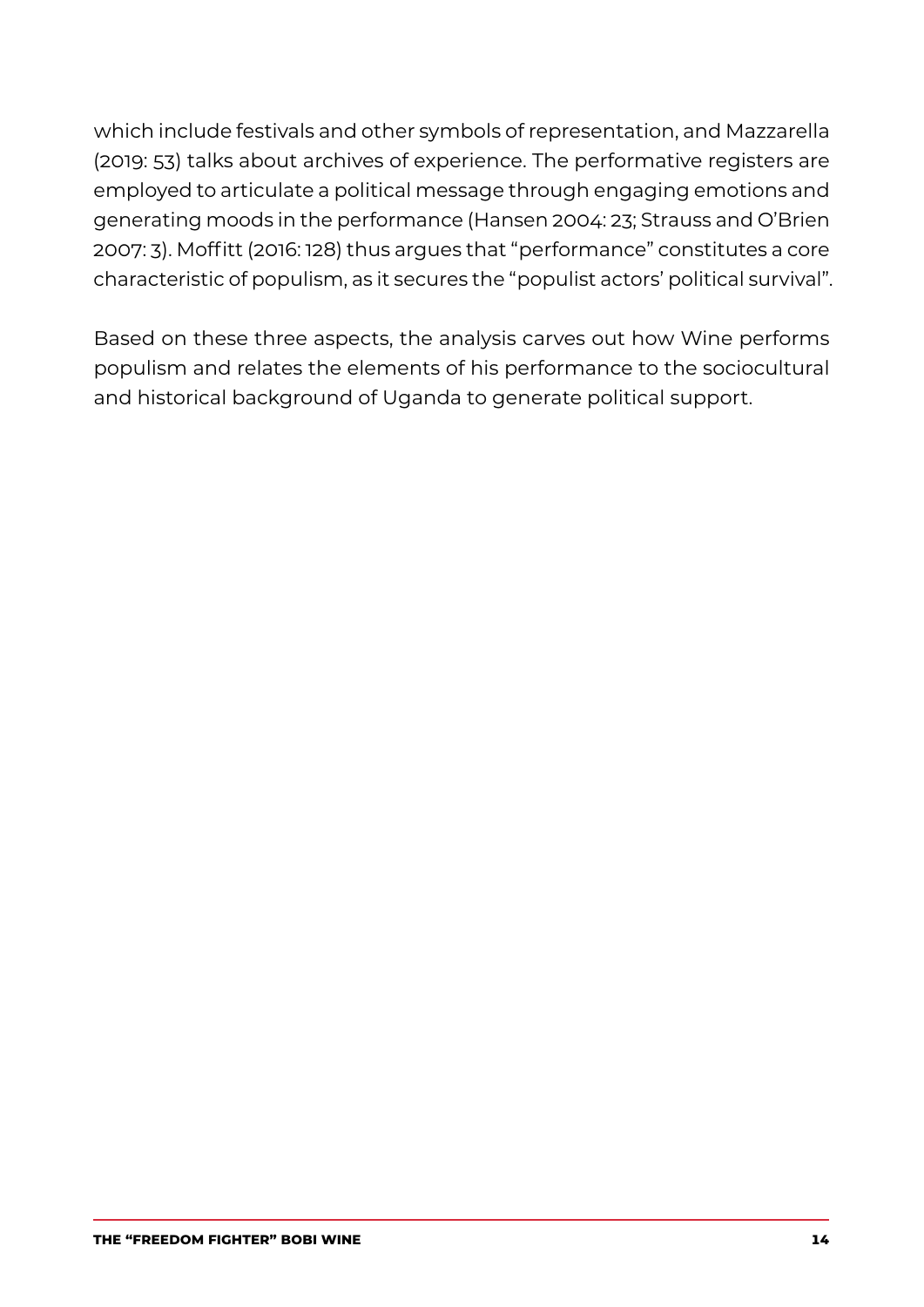which include festivals and other symbols of representation, and Mazzarella (2019: 53) talks about archives of experience. The performative registers are employed to articulate a political message through engaging emotions and generating moods in the performance (Hansen 2004: 23; Strauss and O'Brien 2007: 3). Moffitt (2016: 128) thus argues that "performance" constitutes a core characteristic of populism, as it secures the "populist actors' political survival".

Based on these three aspects, the analysis carves out how Wine performs populism and relates the elements of his performance to the sociocultural and historical background of Uganda to generate political support.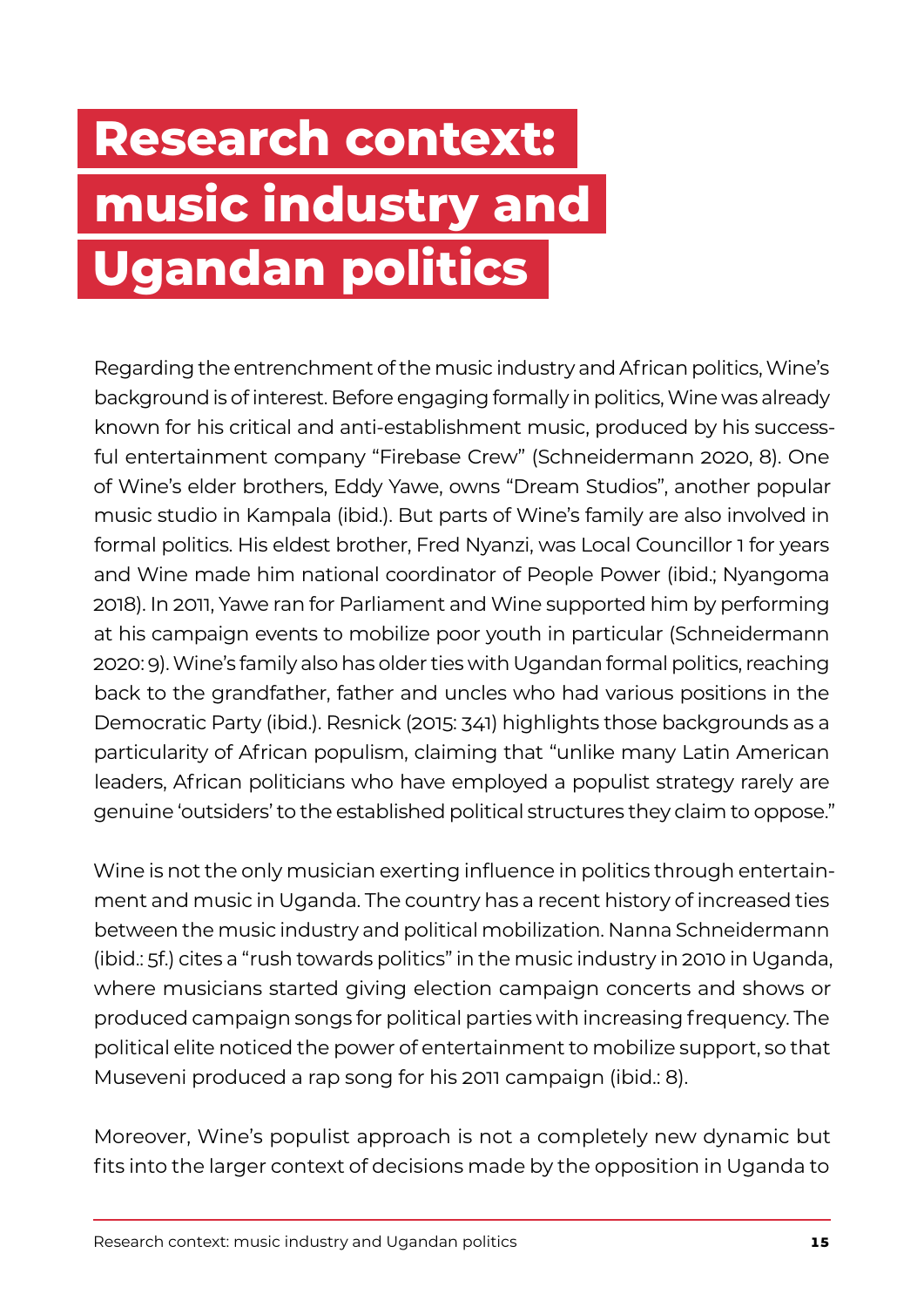# Research context: music industry and Ugandan politics

Regarding the entrenchment of the music industry and African politics, Wine's background is of interest. Before engaging formally in politics, Wine was already known for his critical and anti-establishment music, produced by his successful entertainment company "Firebase Crew" (Schneidermann 2020, 8). One of Wine's elder brothers, Eddy Yawe, owns "Dream Studios", another popular music studio in Kampala (ibid.). But parts of Wine's family are also involved in formal politics. His eldest brother, Fred Nyanzi, was Local Councillor 1 for years and Wine made him national coordinator of People Power (ibid.; Nyangoma 2018). In 2011, Yawe ran for Parliament and Wine supported him by performing at his campaign events to mobilize poor youth in particular (Schneidermann 2020: 9). Wine's family also has older ties with Ugandan formal politics, reaching back to the grandfather, father and uncles who had various positions in the Democratic Party (ibid.). Resnick (2015: 341) highlights those backgrounds as a particularity of African populism, claiming that "unlike many Latin American leaders, African politicians who have employed a populist strategy rarely are genuine 'outsiders' to the established political structures they claim to oppose."

Wine is not the only musician exerting influence in politics through entertainment and music in Uganda. The country has a recent history of increased ties between the music industry and political mobilization. Nanna Schneidermann (ibid.: 5f.) cites a "rush towards politics" in the music industry in 2010 in Uganda, where musicians started giving election campaign concerts and shows or produced campaign songs for political parties with increasing frequency. The political elite noticed the power of entertainment to mobilize support, so that Museveni produced a rap song for his 2011 campaign (ibid.: 8).

Moreover, Wine's populist approach is not a completely new dynamic but fits into the larger context of decisions made by the opposition in Uganda to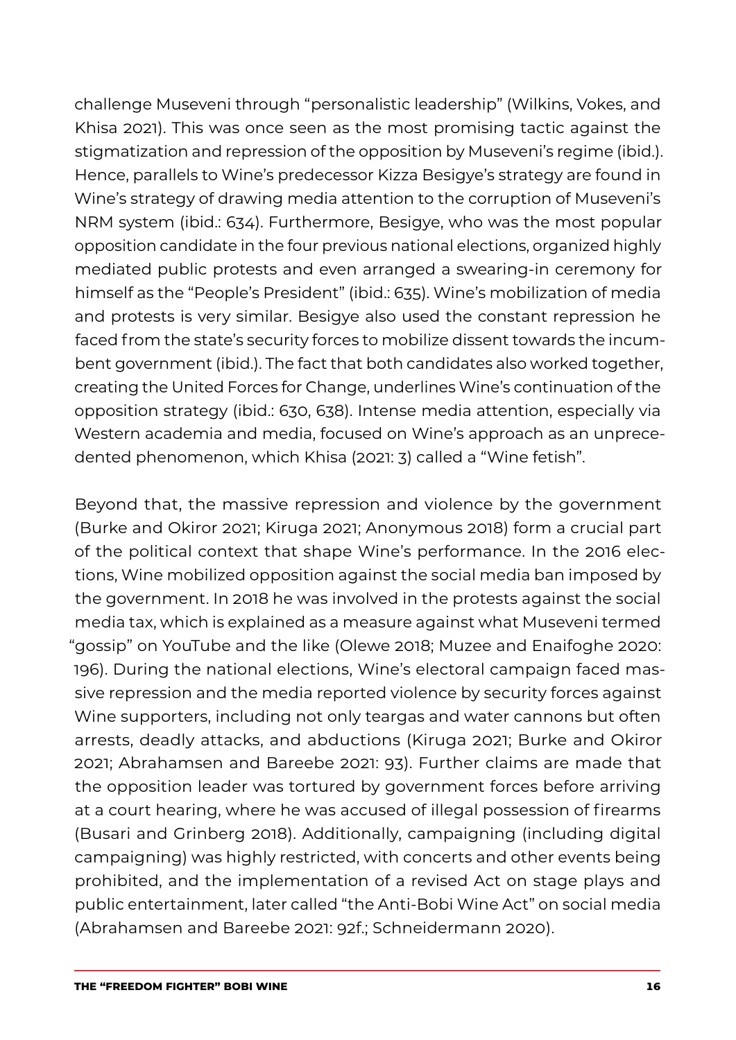challenge Museveni through "personalistic leadership" (Wilkins, Vokes, and Khisa 2021). This was once seen as the most promising tactic against the stigmatization and repression of the opposition by Museveni's regime (ibid.). Hence, parallels to Wine's predecessor Kizza Besigye's strategy are found in Wine's strategy of drawing media attention to the corruption of Museveni's NRM system (ibid.: 634). Furthermore, Besigye, who was the most popular opposition candidate in the four previous national elections, organized highly mediated public protests and even arranged a swearing-in ceremony for himself as the "People's President" (ibid.: 635). Wine's mobilization of media and protests is very similar. Besigye also used the constant repression he faced from the state's security forces to mobilize dissent towards the incumbent government (ibid.). The fact that both candidates also worked together, creating the United Forces for Change, underlines Wine's continuation of the opposition strategy (ibid.: 630, 638). Intense media attention, especially via Western academia and media, focused on Wine's approach as an unprecedented phenomenon, which Khisa (2021: 3) called a "Wine fetish".

Beyond that, the massive repression and violence by the government (Burke and Okiror 2021; Kiruga 2021; Anonymous 2018) form a crucial part of the political context that shape Wine's performance. In the 2016 elections, Wine mobilized opposition against the social media ban imposed by the government. In 2018 he was involved in the protests against the social media tax, which is explained as a measure against what Museveni termed "gossip" on YouTube and the like (Olewe 2018; Muzee and Enaifoghe 2020: 196). During the national elections, Wine's electoral campaign faced massive repression and the media reported violence by security forces against Wine supporters, including not only teargas and water cannons but often arrests, deadly attacks, and abductions (Kiruga 2021; Burke and Okiror 2021; Abrahamsen and Bareebe 2021: 93). Further claims are made that the opposition leader was tortured by government forces before arriving at a court hearing, where he was accused of illegal possession of firearms (Busari and Grinberg 2018). Additionally, campaigning (including digital campaigning) was highly restricted, with concerts and other events being prohibited, and the implementation of a revised Act on stage plays and public entertainment, later called "the Anti-Bobi Wine Act" on social media (Abrahamsen and Bareebe 2021: 92f.; Schneidermann 2020).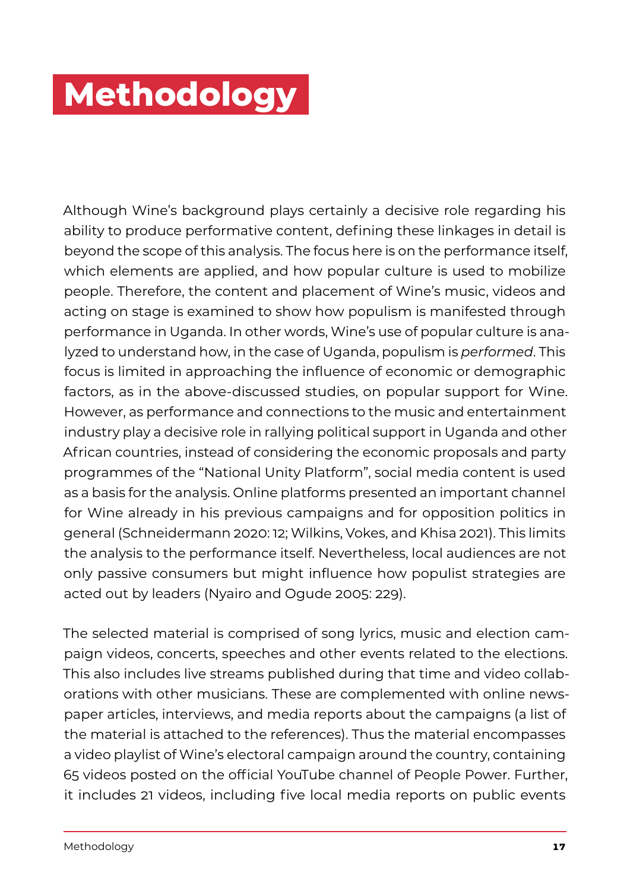# Methodology

Although Wine's background plays certainly a decisive role regarding his ability to produce performative content, defining these linkages in detail is beyond the scope of this analysis. The focus here is on the performance itself, which elements are applied, and how popular culture is used to mobilize people. Therefore, the content and placement of Wine's music, videos and acting on stage is examined to show how populism is manifested through performance in Uganda. In other words, Wine's use of popular culture is analyzed to understand how, in the case of Uganda, populism is *performed*. This focus is limited in approaching the influence of economic or demographic factors, as in the above-discussed studies, on popular support for Wine. However, as performance and connections to the music and entertainment industry play a decisive role in rallying political support in Uganda and other African countries, instead of considering the economic proposals and party programmes of the "National Unity Platform", social media content is used as a basis for the analysis. Online platforms presented an important channel for Wine already in his previous campaigns and for opposition politics in general (Schneidermann 2020: 12; Wilkins, Vokes, and Khisa 2021). This limits the analysis to the performance itself. Nevertheless, local audiences are not only passive consumers but might influence how populist strategies are acted out by leaders (Nyairo and Ogude 2005: 229).

The selected material is comprised of song lyrics, music and election campaign videos, concerts, speeches and other events related to the elections. This also includes live streams published during that time and video collaborations with other musicians. These are complemented with online newspaper articles, interviews, and media reports about the campaigns (a list of the material is attached to the references). Thus the material encompasses a video playlist of Wine's electoral campaign around the country, containing 65 videos posted on the official YouTube channel of People Power. Further, it includes 21 videos, including five local media reports on public events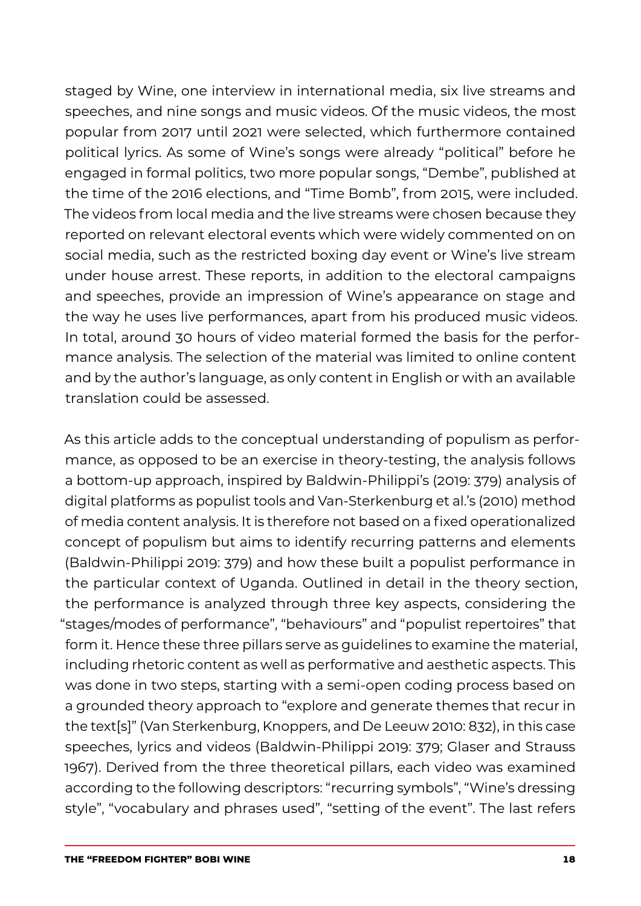staged by Wine, one interview in international media, six live streams and speeches, and nine songs and music videos. Of the music videos, the most popular from 2017 until 2021 were selected, which furthermore contained political lyrics. As some of Wine's songs were already "political" before he engaged in formal politics, two more popular songs, "Dembe", published at the time of the 2016 elections, and "Time Bomb", from 2015, were included. The videos from local media and the live streams were chosen because they reported on relevant electoral events which were widely commented on on social media, such as the restricted boxing day event or Wine's live stream under house arrest. These reports, in addition to the electoral campaigns and speeches, provide an impression of Wine's appearance on stage and the way he uses live performances, apart from his produced music videos. In total, around 30 hours of video material formed the basis for the performance analysis. The selection of the material was limited to online content and by the author's language, as only content in English or with an available translation could be assessed.

As this article adds to the conceptual understanding of populism as performance, as opposed to be an exercise in theory-testing, the analysis follows a bottom-up approach, inspired by Baldwin-Philippi's (2019: 379) analysis of digital platforms as populist tools and Van-Sterkenburg et al.'s (2010) method of media content analysis. It is therefore not based on a fixed operationalized concept of populism but aims to identify recurring patterns and elements (Baldwin-Philippi 2019: 379) and how these built a populist performance in the particular context of Uganda. Outlined in detail in the theory section, the performance is analyzed through three key aspects, considering the "stages/modes of performance", "behaviours" and "populist repertoires" that form it. Hence these three pillars serve as guidelines to examine the material, including rhetoric content as well as performative and aesthetic aspects. This was done in two steps, starting with a semi-open coding process based on a grounded theory approach to "explore and generate themes that recur in the text[s]" (Van Sterkenburg, Knoppers, and De Leeuw 2010: 832), in this case speeches, lyrics and videos (Baldwin-Philippi 2019: 379; Glaser and Strauss 1967). Derived from the three theoretical pillars, each video was examined according to the following descriptors: "recurring symbols", "Wine's dressing style", "vocabulary and phrases used", "setting of the event". The last refers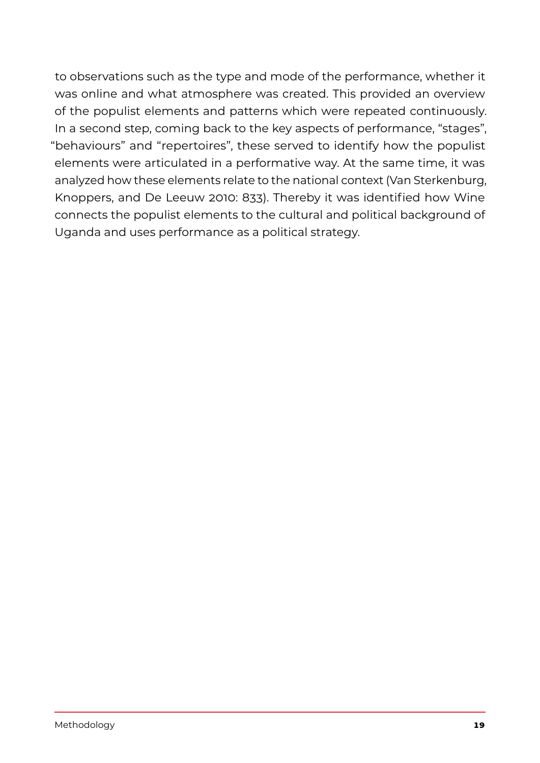to observations such as the type and mode of the performance, whether it was online and what atmosphere was created. This provided an overview of the populist elements and patterns which were repeated continuously. In a second step, coming back to the key aspects of performance, "stages", "behaviours" and "repertoires", these served to identify how the populist elements were articulated in a performative way. At the same time, it was analyzed how these elements relate to the national context (Van Sterkenburg, Knoppers, and De Leeuw 2010: 833). Thereby it was identified how Wine connects the populist elements to the cultural and political background of Uganda and uses performance as a political strategy.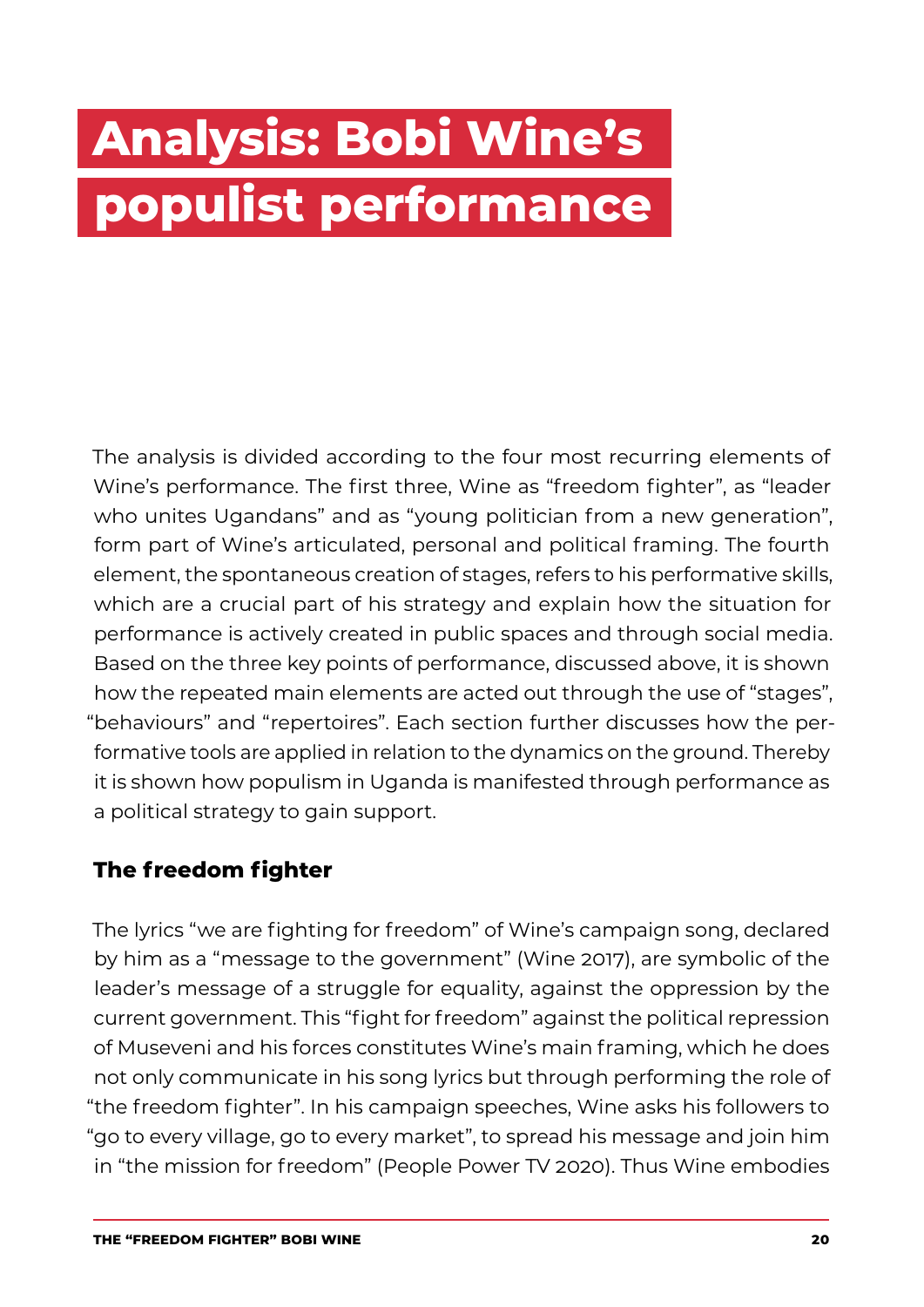# Analysis: Bobi Wine's populist performance

The analysis is divided according to the four most recurring elements of Wine's performance. The first three, Wine as "freedom fighter", as "leader who unites Ugandans" and as "young politician from a new generation", form part of Wine's articulated, personal and political framing. The fourth element, the spontaneous creation of stages, refers to his performative skills, which are a crucial part of his strategy and explain how the situation for performance is actively created in public spaces and through social media. Based on the three key points of performance, discussed above, it is shown how the repeated main elements are acted out through the use of "stages", "behaviours" and "repertoires". Each section further discusses how the performative tools are applied in relation to the dynamics on the ground. Thereby it is shown how populism in Uganda is manifested through performance as a political strategy to gain support.

## The freedom fighter

The lyrics "we are fighting for freedom" of Wine's campaign song, declared by him as a "message to the government" (Wine 2017), are symbolic of the leader's message of a struggle for equality, against the oppression by the current government. This "fight for freedom" against the political repression of Museveni and his forces constitutes Wine's main framing, which he does not only communicate in his song lyrics but through performing the role of "the freedom fighter". In his campaign speeches, Wine asks his followers to "go to every village, go to every market", to spread his message and join him in "the mission for freedom" (People Power TV 2020). Thus Wine embodies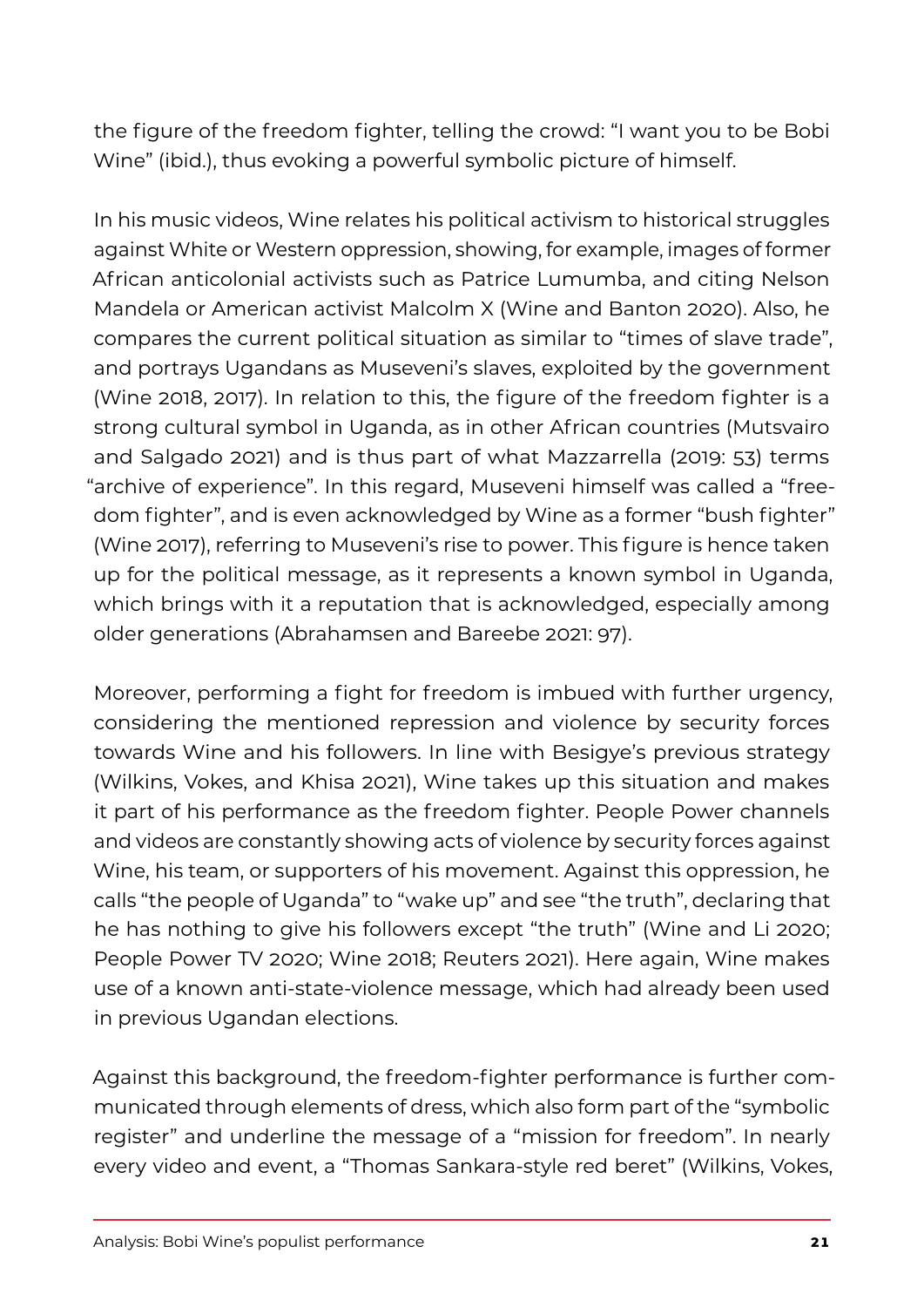the figure of the freedom fighter, telling the crowd: "I want you to be Bobi Wine" (ibid.), thus evoking a powerful symbolic picture of himself.

In his music videos, Wine relates his political activism to historical struggles against White or Western oppression, showing, for example, images of former African anticolonial activists such as Patrice Lumumba, and citing Nelson Mandela or American activist Malcolm X (Wine and Banton 2020). Also, he compares the current political situation as similar to "times of slave trade", and portrays Ugandans as Museveni's slaves, exploited by the government (Wine 2018, 2017). In relation to this, the figure of the freedom fighter is a strong cultural symbol in Uganda, as in other African countries (Mutsvairo and Salgado 2021) and is thus part of what Mazzarrella (2019: 53) terms "archive of experience". In this regard, Museveni himself was called a "freedom fighter", and is even acknowledged by Wine as a former "bush fighter" (Wine 2017), referring to Museveni's rise to power. This figure is hence taken up for the political message, as it represents a known symbol in Uganda, which brings with it a reputation that is acknowledged, especially among older generations (Abrahamsen and Bareebe 2021: 97).

Moreover, performing a fight for freedom is imbued with further urgency, considering the mentioned repression and violence by security forces towards Wine and his followers. In line with Besigye's previous strategy (Wilkins, Vokes, and Khisa 2021), Wine takes up this situation and makes it part of his performance as the freedom fighter. People Power channels and videos are constantly showing acts of violence by security forces against Wine, his team, or supporters of his movement. Against this oppression, he calls "the people of Uganda" to "wake up" and see "the truth", declaring that he has nothing to give his followers except "the truth" (Wine and Li 2020; People Power TV 2020; Wine 2018; Reuters 2021). Here again, Wine makes use of a known anti-state-violence message, which had already been used in previous Ugandan elections.

Against this background, the freedom-fighter performance is further communicated through elements of dress, which also form part of the "symbolic register" and underline the message of a "mission for freedom". In nearly every video and event, a "Thomas Sankara-style red beret" (Wilkins, Vokes,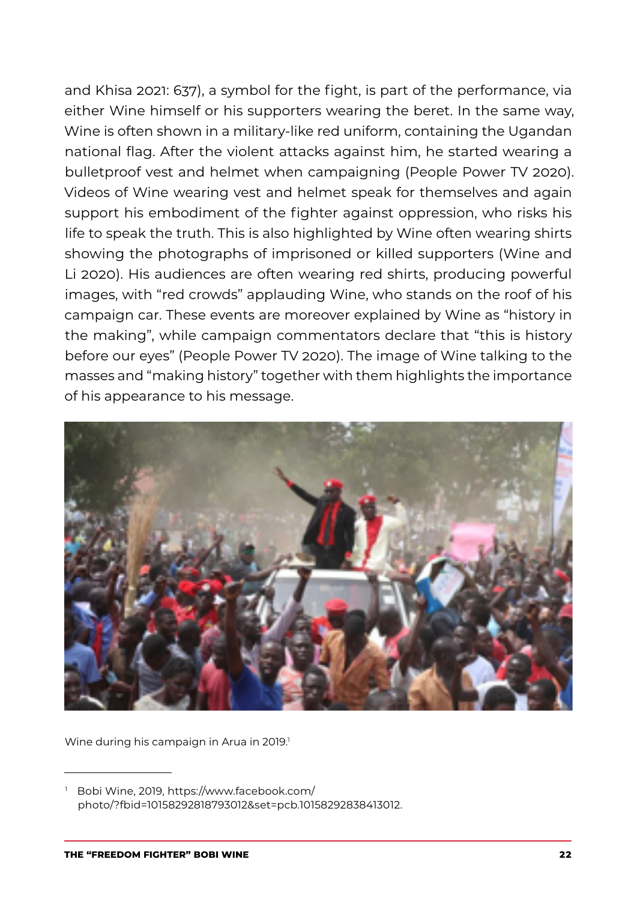and Khisa 2021: 637), a symbol for the fight, is part of the performance, via either Wine himself or his supporters wearing the beret. In the same way, Wine is often shown in a military-like red uniform, containing the Ugandan national flag. After the violent attacks against him, he started wearing a bulletproof vest and helmet when campaigning (People Power TV 2020). Videos of Wine wearing vest and helmet speak for themselves and again support his embodiment of the fighter against oppression, who risks his life to speak the truth. This is also highlighted by Wine often wearing shirts showing the photographs of imprisoned or killed supporters (Wine and Li 2020). His audiences are often wearing red shirts, producing powerful images, with "red crowds" applauding Wine, who stands on the roof of his campaign car. These events are moreover explained by Wine as "history in the making", while campaign commentators declare that "this is history before our eyes" (People Power TV 2020). The image of Wine talking to the masses and "making history" together with them highlights the importance of his appearance to his message.

Wine during his campaign in Arua in 2019.[1]

[1] Bobi Wine, 2019, https://www.facebook.com/photo/?fbid=10158292818793012&set=pcb.10158292838413012.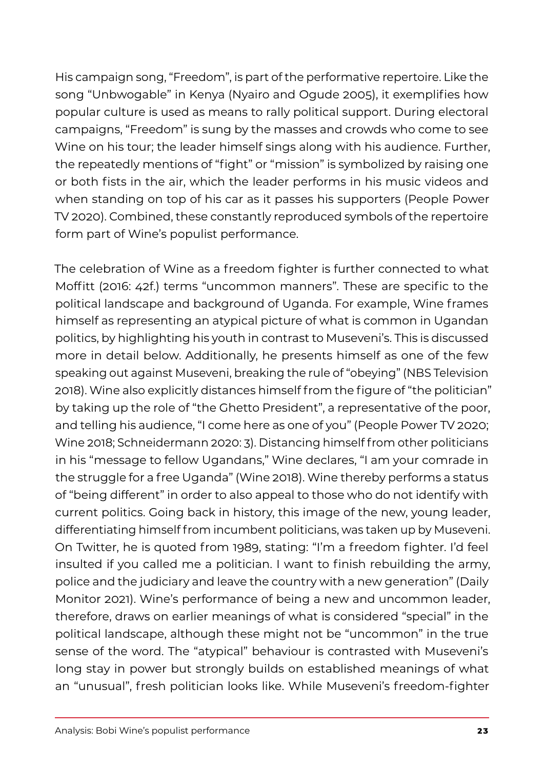His campaign song, "Freedom", is part of the performative repertoire. Like the song "Unbwogable" in Kenya (Nyairo and Ogude 2005), it exemplifies how popular culture is used as means to rally political support. During electoral campaigns, "Freedom" is sung by the masses and crowds who come to see Wine on his tour; the leader himself sings along with his audience. Further, the repeatedly mentions of "fight" or "mission" is symbolized by raising one or both fists in the air, which the leader performs in his music videos and when standing on top of his car as it passes his supporters (People Power TV 2020). Combined, these constantly reproduced symbols of the repertoire form part of Wine's populist performance.

The celebration of Wine as a freedom fighter is further connected to what Moffitt (2016: 42f.) terms "uncommon manners". These are specific to the political landscape and background of Uganda. For example, Wine frames himself as representing an atypical picture of what is common in Ugandan politics, by highlighting his youth in contrast to Museveni's. This is discussed more in detail below. Additionally, he presents himself as one of the few speaking out against Museveni, breaking the rule of "obeying" (NBS Television 2018). Wine also explicitly distances himself from the figure of "the politician" by taking up the role of "the Ghetto President", a representative of the poor, and telling his audience, "I come here as one of you" (People Power TV 2020; Wine 2018; Schneidermann 2020: 3). Distancing himself from other politicians in his "message to fellow Ugandans," Wine declares, "I am your comrade in the struggle for a free Uganda" (Wine 2018). Wine thereby performs a status of "being different" in order to also appeal to those who do not identify with current politics. Going back in history, this image of the new, young leader, differentiating himself from incumbent politicians, was taken up by Museveni. On Twitter, he is quoted from 1989, stating: "I'm a freedom fighter. I'd feel insulted if you called me a politician. I want to finish rebuilding the army, police and the judiciary and leave the country with a new generation" (Daily Monitor 2021). Wine's performance of being a new and uncommon leader, therefore, draws on earlier meanings of what is considered "special" in the political landscape, although these might not be "uncommon" in the true sense of the word. The "atypical" behaviour is contrasted with Museveni's long stay in power but strongly builds on established meanings of what an "unusual", fresh politician looks like. While Museveni's freedom-fighter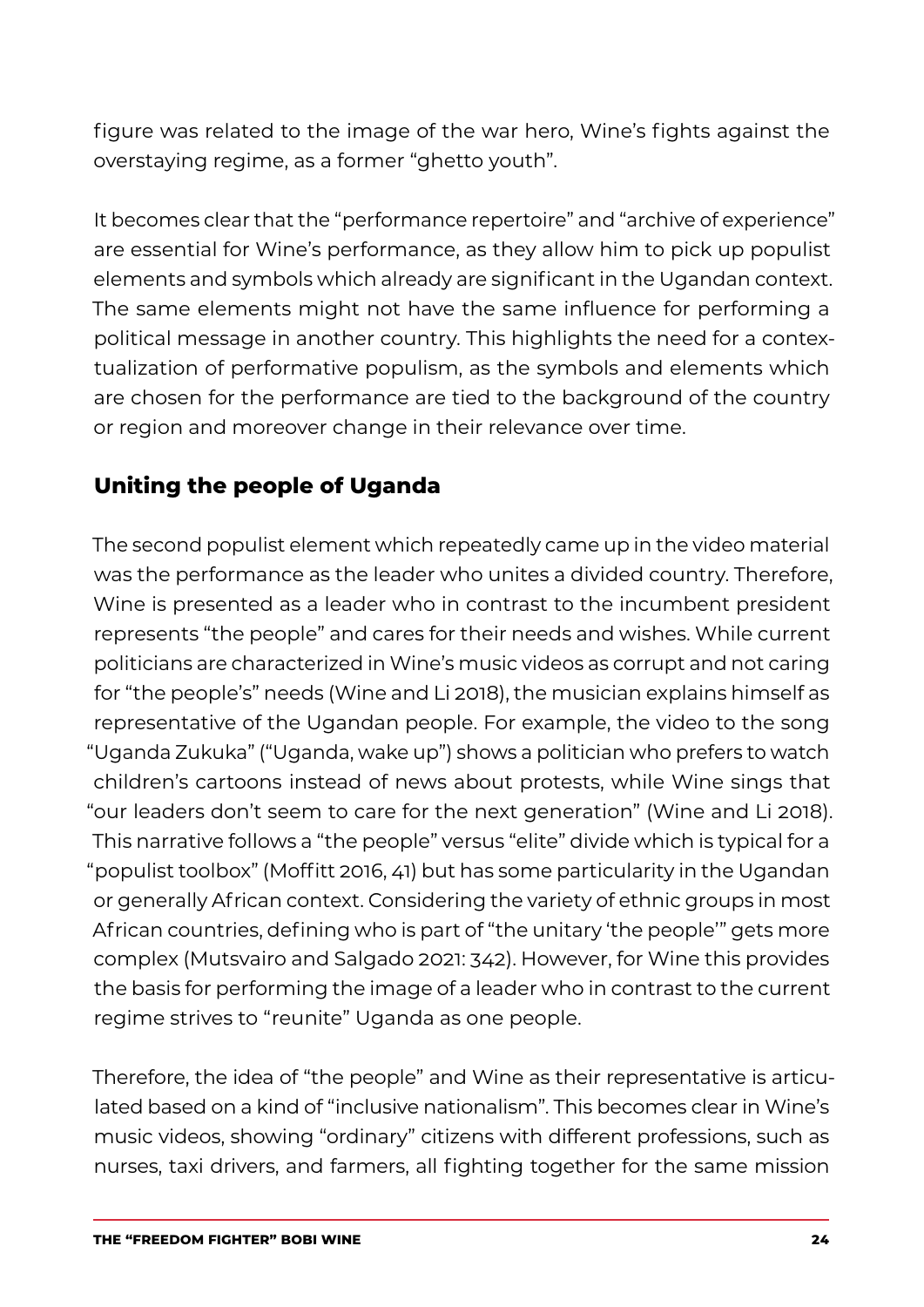figure was related to the image of the war hero, Wine's fights against the overstaying regime, as a former "ghetto youth".

It becomes clear that the "performance repertoire" and "archive of experience" are essential for Wine's performance, as they allow him to pick up populist elements and symbols which already are significant in the Ugandan context. The same elements might not have the same influence for performing a political message in another country. This highlights the need for a contextualization of performative populism, as the symbols and elements which are chosen for the performance are tied to the background of the country or region and moreover change in their relevance over time.

## Uniting the people of Uganda

The second populist element which repeatedly came up in the video material was the performance as the leader who unites a divided country. Therefore, Wine is presented as a leader who in contrast to the incumbent president represents "the people" and cares for their needs and wishes. While current politicians are characterized in Wine's music videos as corrupt and not caring for "the people's" needs (Wine and Li 2018), the musician explains himself as representative of the Ugandan people. For example, the video to the song "Uganda Zukuka" ("Uganda, wake up") shows a politician who prefers to watch children's cartoons instead of news about protests, while Wine sings that "our leaders don't seem to care for the next generation" (Wine and Li 2018). This narrative follows a "the people" versus "elite" divide which is typical for a "populist toolbox" (Moffitt 2016, 41) but has some particularity in the Ugandan or generally African context. Considering the variety of ethnic groups in most African countries, defining who is part of "the unitary 'the people'" gets more complex (Mutsvairo and Salgado 2021: 342). However, for Wine this provides the basis for performing the image of a leader who in contrast to the current regime strives to "reunite" Uganda as one people.

Therefore, the idea of "the people" and Wine as their representative is articulated based on a kind of "inclusive nationalism". This becomes clear in Wine's music videos, showing "ordinary" citizens with different professions, such as nurses, taxi drivers, and farmers, all fighting together for the same mission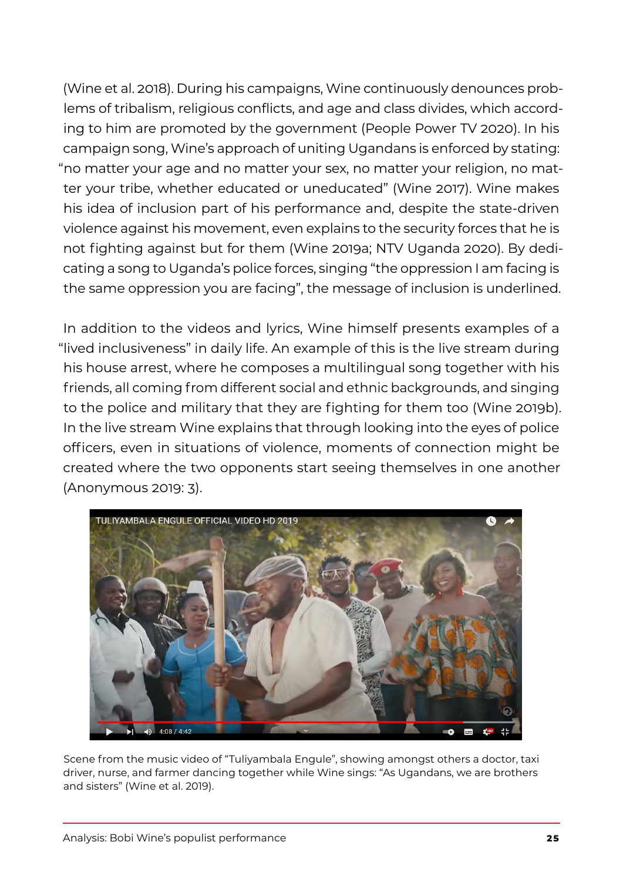(Wine et al. 2018). During his campaigns, Wine continuously denounces problems of tribalism, religious conflicts, and age and class divides, which according to him are promoted by the government (People Power TV 2020). In his campaign song, Wine's approach of uniting Ugandans is enforced by stating: "no matter your age and no matter your sex, no matter your religion, no matter your tribe, whether educated or uneducated" (Wine 2017). Wine makes his idea of inclusion part of his performance and, despite the state-driven violence against his movement, even explains to the security forces that he is not fighting against but for them (Wine 2019a; NTV Uganda 2020). By dedicating a song to Uganda's police forces, singing "the oppression I am facing is the same oppression you are facing", the message of inclusion is underlined.

In addition to the videos and lyrics, Wine himself presents examples of a "lived inclusiveness" in daily life. An example of this is the live stream during his house arrest, where he composes a multilingual song together with his friends, all coming from different social and ethnic backgrounds, and singing to the police and military that they are fighting for them too (Wine 2019b). In the live stream Wine explains that through looking into the eyes of police officers, even in situations of violence, moments of connection might be created where the two opponents start seeing themselves in one another (Anonymous 2019: 3).

Scene from the music video of "Tuliyambala Engule", showing amongst others a doctor, taxi driver, nurse, and farmer dancing together while Wine sings: "As Ugandans, we are brothers and sisters" (Wine et al. 2019).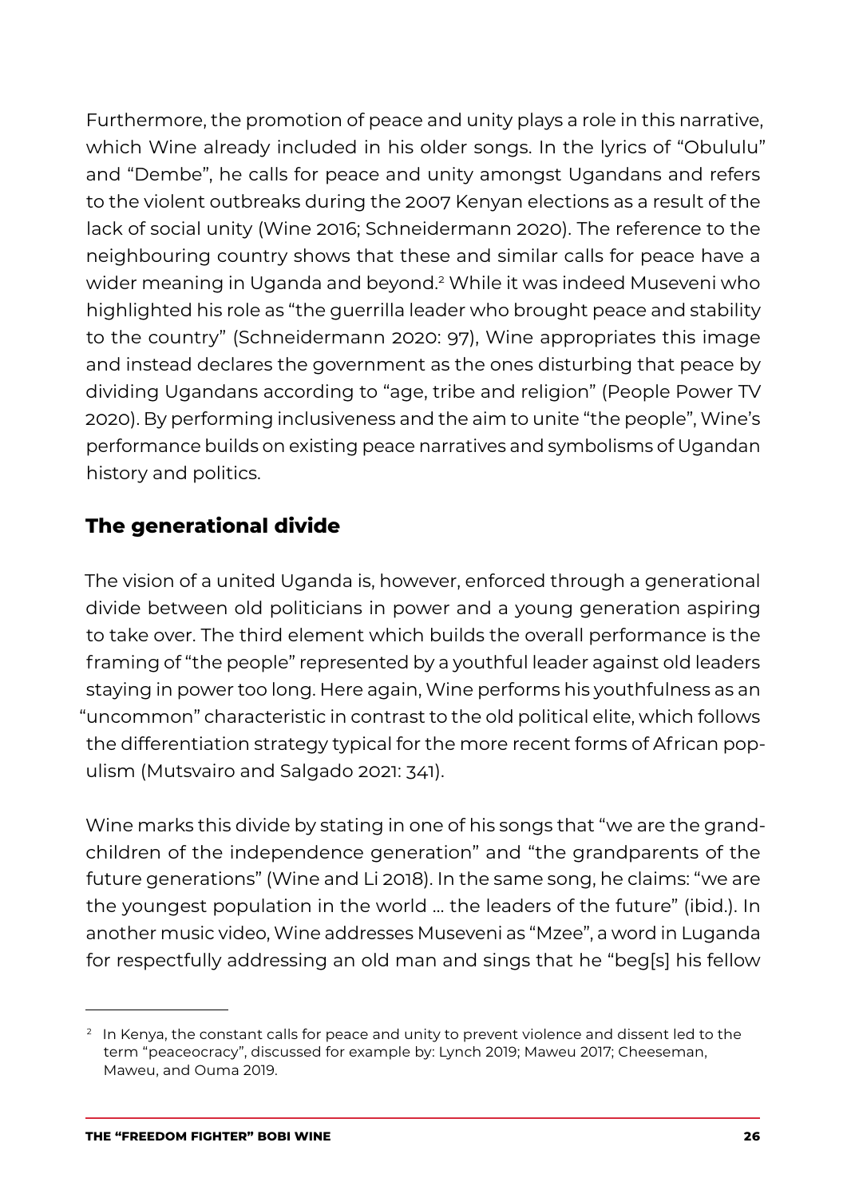Furthermore, the promotion of peace and unity plays a role in this narrative, which Wine already included in his older songs. In the lyrics of "Obululu" and "Dembe", he calls for peace and unity amongst Ugandans and refers to the violent outbreaks during the 2007 Kenyan elections as a result of the lack of social unity (Wine 2016; Schneidermann 2020). The reference to the neighbouring country shows that these and similar calls for peace have a wider meaning in Uganda and beyond.[2] While it was indeed Museveni who highlighted his role as "the guerrilla leader who brought peace and stability to the country" (Schneidermann 2020: 97), Wine appropriates this image and instead declares the government as the ones disturbing that peace by dividing Ugandans according to "age, tribe and religion" (People Power TV 2020). By performing inclusiveness and the aim to unite "the people", Wine's performance builds on existing peace narratives and symbolisms of Ugandan history and politics.

## The generational divide

The vision of a united Uganda is, however, enforced through a generational divide between old politicians in power and a young generation aspiring to take over. The third element which builds the overall performance is the framing of "the people" represented by a youthful leader against old leaders staying in power too long. Here again, Wine performs his youthfulness as an "uncommon" characteristic in contrast to the old political elite, which follows the differentiation strategy typical for the more recent forms of African populism (Mutsvairo and Salgado 2021: 341).

Wine marks this divide by stating in one of his songs that "we are the grandchildren of the independence generation" and "the grandparents of the future generations" (Wine and Li 2018). In the same song, he claims: "we are the youngest population in the world … the leaders of the future" (ibid.). In another music video, Wine addresses Museveni as "Mzee", a word in Luganda for respectfully addressing an old man and sings that he "beg[s] his fellow

[2] In Kenya, the constant calls for peace and unity to prevent violence and dissent led to the term "peaceocracy", discussed for example by: Lynch 2019; Maweu 2017; Cheeseman, Maweu, and Ouma 2019.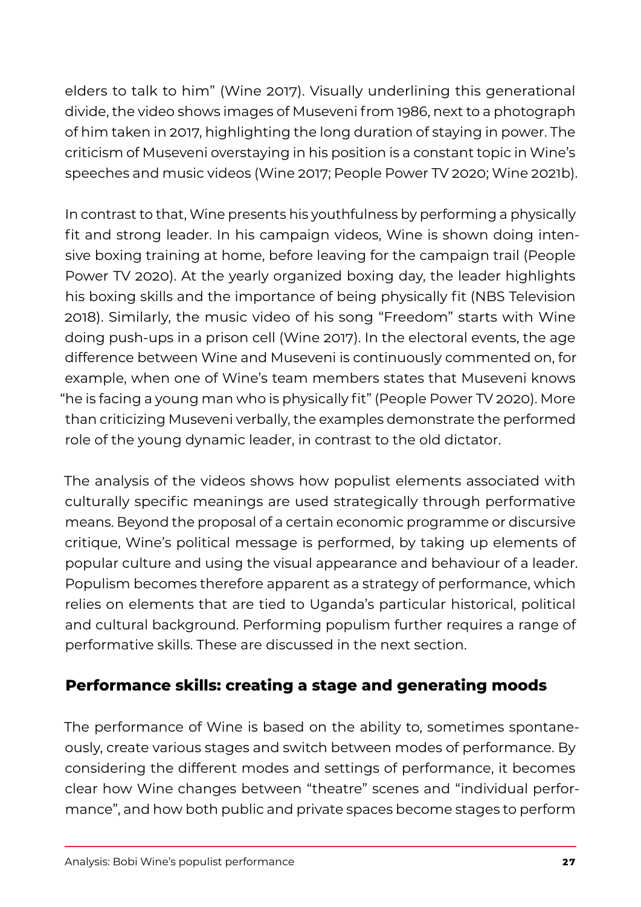elders to talk to him" (Wine 2017). Visually underlining this generational divide, the video shows images of Museveni from 1986, next to a photograph of him taken in 2017, highlighting the long duration of staying in power. The criticism of Museveni overstaying in his position is a constant topic in Wine's speeches and music videos (Wine 2017; People Power TV 2020; Wine 2021b).

In contrast to that, Wine presents his youthfulness by performing a physically fit and strong leader. In his campaign videos, Wine is shown doing intensive boxing training at home, before leaving for the campaign trail (People Power TV 2020). At the yearly organized boxing day, the leader highlights his boxing skills and the importance of being physically fit (NBS Television 2018). Similarly, the music video of his song "Freedom" starts with Wine doing push-ups in a prison cell (Wine 2017). In the electoral events, the age difference between Wine and Museveni is continuously commented on, for example, when one of Wine's team members states that Museveni knows "he is facing a young man who is physically fit" (People Power TV 2020). More than criticizing Museveni verbally, the examples demonstrate the performed role of the young dynamic leader, in contrast to the old dictator.

The analysis of the videos shows how populist elements associated with culturally specific meanings are used strategically through performative means. Beyond the proposal of a certain economic programme or discursive critique, Wine's political message is performed, by taking up elements of popular culture and using the visual appearance and behaviour of a leader. Populism becomes therefore apparent as a strategy of performance, which relies on elements that are tied to Uganda's particular historical, political and cultural background. Performing populism further requires a range of performative skills. These are discussed in the next section.

## Performance skills: creating a stage and generating moods

The performance of Wine is based on the ability to, sometimes spontaneously, create various stages and switch between modes of performance. By considering the different modes and settings of performance, it becomes clear how Wine changes between "theatre" scenes and "individual performance", and how both public and private spaces become stages to perform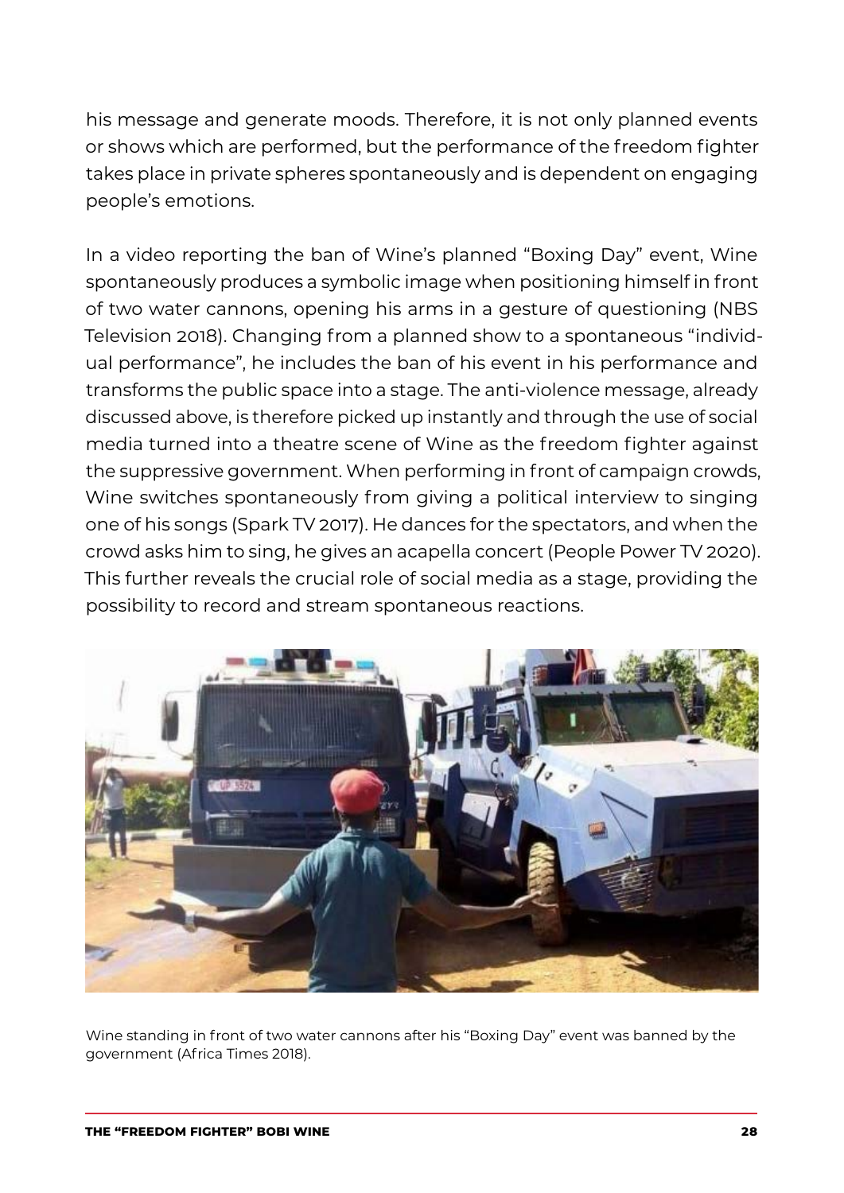his message and generate moods. Therefore, it is not only planned events or shows which are performed, but the performance of the freedom fighter takes place in private spheres spontaneously and is dependent on engaging people's emotions.

In a video reporting the ban of Wine's planned "Boxing Day" event, Wine spontaneously produces a symbolic image when positioning himself in front of two water cannons, opening his arms in a gesture of questioning (NBS Television 2018). Changing from a planned show to a spontaneous "individual performance", he includes the ban of his event in his performance and transforms the public space into a stage. The anti-violence message, already discussed above, is therefore picked up instantly and through the use of social media turned into a theatre scene of Wine as the freedom fighter against the suppressive government. When performing in front of campaign crowds, Wine switches spontaneously from giving a political interview to singing one of his songs (Spark TV 2017). He dances for the spectators, and when the crowd asks him to sing, he gives an acapella concert (People Power TV 2020). This further reveals the crucial role of social media as a stage, providing the possibility to record and stream spontaneous reactions.

Wine standing in front of two water cannons after his "Boxing Day" event was banned by the government (Africa Times 2018).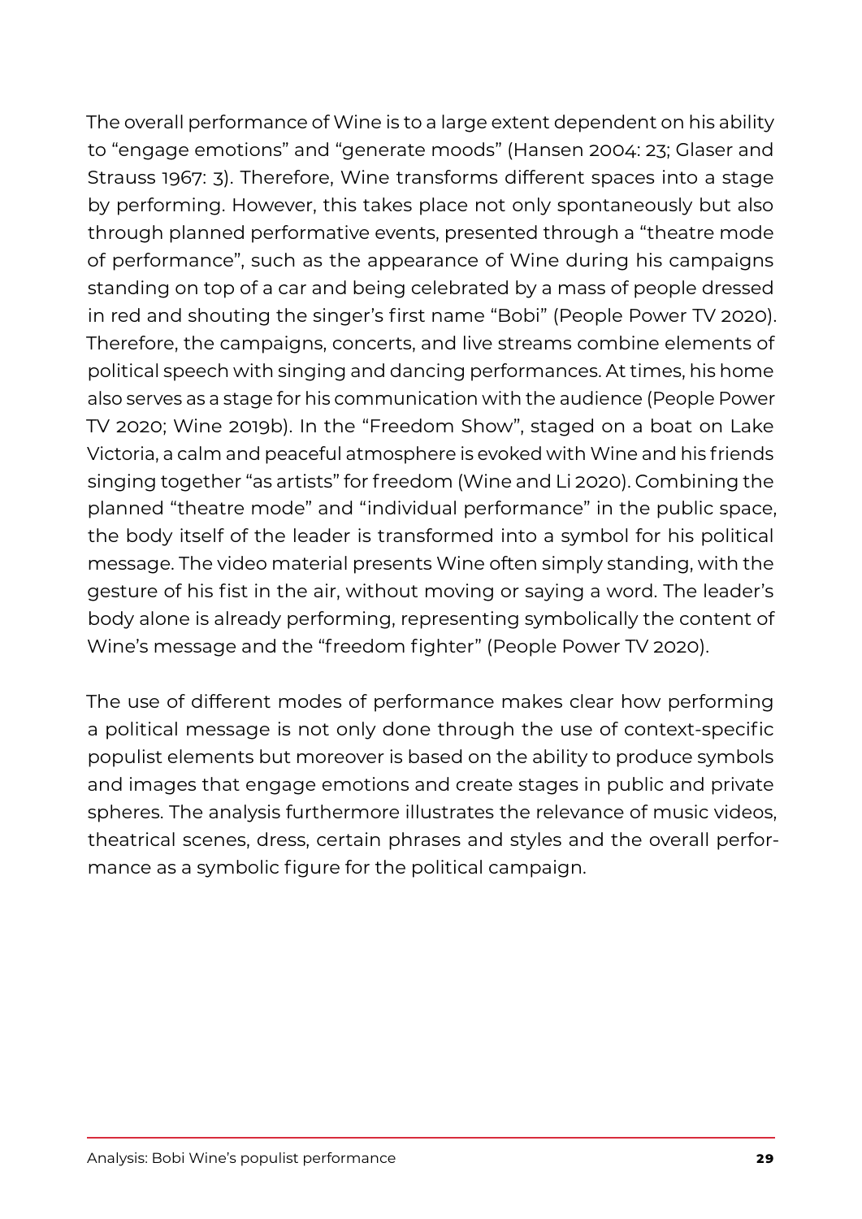The overall performance of Wine is to a large extent dependent on his ability to “engage emotions” and “generate moods” (Hansen 2004: 23; Glaser and Strauss 1967: 3). Therefore, Wine transforms different spaces into a stage by performing. However, this takes place not only spontaneously but also through planned performative events, presented through a “theatre mode of performance”, such as the appearance of Wine during his campaigns standing on top of a car and being celebrated by a mass of people dressed in red and shouting the singer’s first name “Bobi” (People Power TV 2020). Therefore, the campaigns, concerts, and live streams combine elements of political speech with singing and dancing performances. At times, his home also serves as a stage for his communication with the audience (People Power TV 2020; Wine 2019b). In the “Freedom Show”, staged on a boat on Lake Victoria, a calm and peaceful atmosphere is evoked with Wine and his friends singing together “as artists” for freedom (Wine and Li 2020). Combining the planned “theatre mode” and “individual performance” in the public space, the body itself of the leader is transformed into a symbol for his political message. The video material presents Wine often simply standing, with the gesture of his fist in the air, without moving or saying a word. The leader’s body alone is already performing, representing symbolically the content of Wine’s message and the “freedom fighter” (People Power TV 2020).

The use of different modes of performance makes clear how performing a political message is not only done through the use of context-specific populist elements but moreover is based on the ability to produce symbols and images that engage emotions and create stages in public and private spheres. The analysis furthermore illustrates the relevance of music videos, theatrical scenes, dress, certain phrases and styles and the overall performance as a symbolic figure for the political campaign.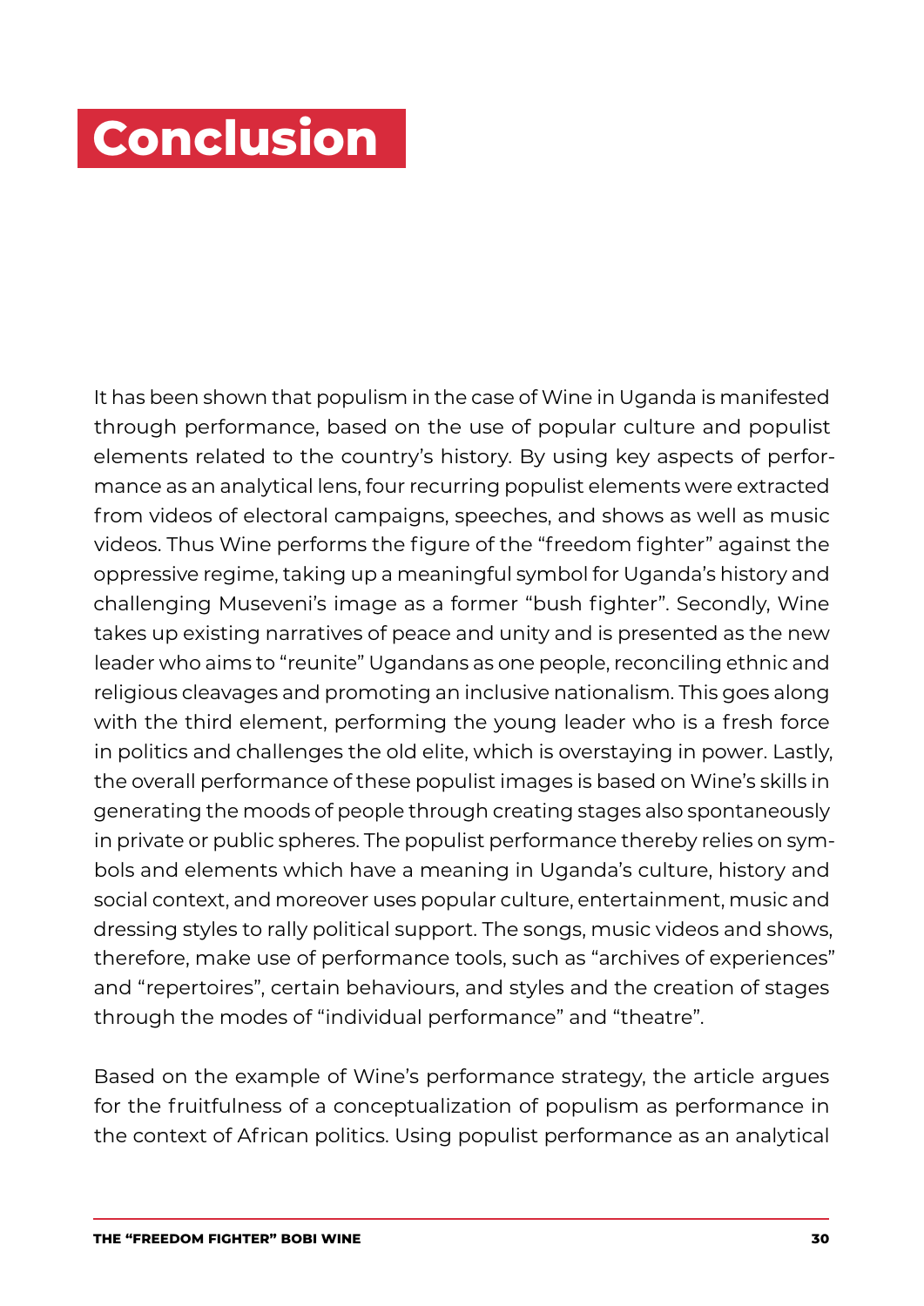# Conclusion

It has been shown that populism in the case of Wine in Uganda is manifested through performance, based on the use of popular culture and populist elements related to the country's history. By using key aspects of performance as an analytical lens, four recurring populist elements were extracted from videos of electoral campaigns, speeches, and shows as well as music videos. Thus Wine performs the figure of the "freedom fighter" against the oppressive regime, taking up a meaningful symbol for Uganda's history and challenging Museveni's image as a former "bush fighter". Secondly, Wine takes up existing narratives of peace and unity and is presented as the new leader who aims to "reunite" Ugandans as one people, reconciling ethnic and religious cleavages and promoting an inclusive nationalism. This goes along with the third element, performing the young leader who is a fresh force in politics and challenges the old elite, which is overstaying in power. Lastly, the overall performance of these populist images is based on Wine's skills in generating the moods of people through creating stages also spontaneously in private or public spheres. The populist performance thereby relies on symbols and elements which have a meaning in Uganda's culture, history and social context, and moreover uses popular culture, entertainment, music and dressing styles to rally political support. The songs, music videos and shows, therefore, make use of performance tools, such as "archives of experiences" and "repertoires", certain behaviours, and styles and the creation of stages through the modes of "individual performance" and "theatre".

Based on the example of Wine's performance strategy, the article argues for the fruitfulness of a conceptualization of populism as performance in the context of African politics. Using populist performance as an analytical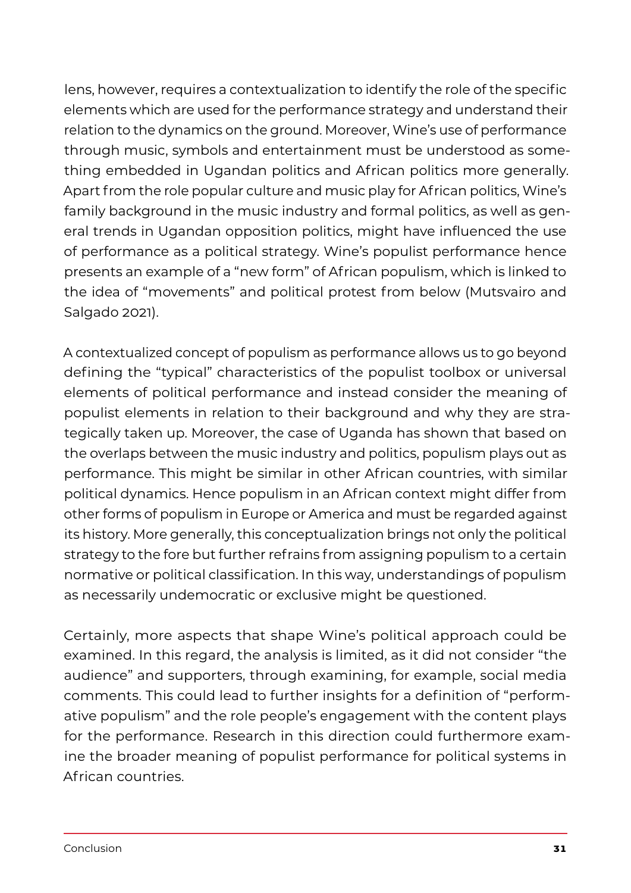lens, however, requires a contextualization to identify the role of the specific elements which are used for the performance strategy and understand their relation to the dynamics on the ground. Moreover, Wine's use of performance through music, symbols and entertainment must be understood as something embedded in Ugandan politics and African politics more generally. Apart from the role popular culture and music play for African politics, Wine's family background in the music industry and formal politics, as well as general trends in Ugandan opposition politics, might have influenced the use of performance as a political strategy. Wine's populist performance hence presents an example of a "new form" of African populism, which is linked to the idea of "movements" and political protest from below (Mutsvairo and Salgado 2021).

A contextualized concept of populism as performance allows us to go beyond defining the "typical" characteristics of the populist toolbox or universal elements of political performance and instead consider the meaning of populist elements in relation to their background and why they are strategically taken up. Moreover, the case of Uganda has shown that based on the overlaps between the music industry and politics, populism plays out as performance. This might be similar in other African countries, with similar political dynamics. Hence populism in an African context might differ from other forms of populism in Europe or America and must be regarded against its history. More generally, this conceptualization brings not only the political strategy to the fore but further refrains from assigning populism to a certain normative or political classification. In this way, understandings of populism as necessarily undemocratic or exclusive might be questioned.

Certainly, more aspects that shape Wine's political approach could be examined. In this regard, the analysis is limited, as it did not consider "the audience" and supporters, through examining, for example, social media comments. This could lead to further insights for a definition of "performative populism" and the role people's engagement with the content plays for the performance. Research in this direction could furthermore examine the broader meaning of populist performance for political systems in African countries.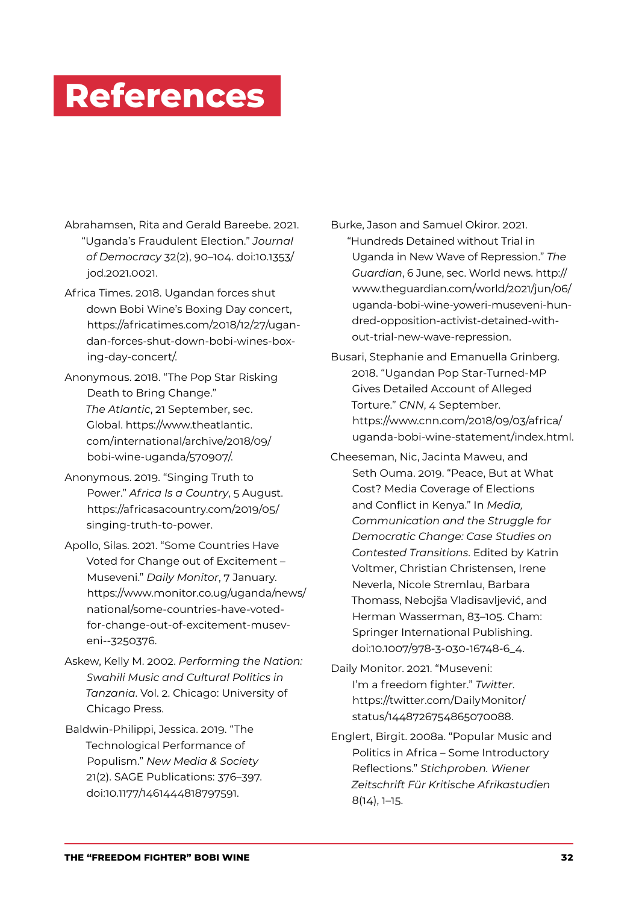# References

Abrahamsen, Rita and Gerald Bareebe. 2021. "Uganda's Fraudulent Election." *Journal of Democracy* 32(2), 90–104. doi:10.1353/jod.2021.0021.

Africa Times. 2018. Ugandan forces shut down Bobi Wine's Boxing Day concert, https://africatimes.com/2018/12/27/ugandan-forces-shut-down-bobi-wines-boxing-day-concert/.

Anonymous. 2018. "The Pop Star Risking Death to Bring Change." *The Atlantic*, 21 September, sec. Global. https://www.theatlantic.com/international/archive/2018/09/bobi-wine-uganda/570907/.

Anonymous. 2019. "Singing Truth to Power." *Africa Is a Country*, 5 August. https://africasacountry.com/2019/05/singing-truth-to-power.

Apollo, Silas. 2021. "Some Countries Have Voted for Change out of Excitement – Museveni." *Daily Monitor*, 7 January. https://www.monitor.co.ug/uganda/news/national/some-countries-have-voted-for-change-out-of-excitement-museveni--3250376.

Askew, Kelly M. 2002. *Performing the Nation: Swahili Music and Cultural Politics in Tanzania*. Vol. 2. Chicago: University of Chicago Press.

Baldwin-Philippi, Jessica. 2019. "The Technological Performance of Populism." *New Media & Society* 21(2). SAGE Publications: 376–397. doi:10.1177/1461444818797591.

Burke, Jason and Samuel Okiror. 2021. "Hundreds Detained without Trial in Uganda in New Wave of Repression." *The Guardian*, 6 June, sec. World news. http://www.theguardian.com/world/2021/jun/06/uganda-bobi-wine-yoweri-museveni-hundred-opposition-activist-detained-without-trial-new-wave-repression.

Busari, Stephanie and Emanuella Grinberg. 2018. "Ugandan Pop Star-Turned-MP Gives Detailed Account of Alleged Torture." *CNN*, 4 September. https://www.cnn.com/2018/09/03/africa/uganda-bobi-wine-statement/index.html.

Cheeseman, Nic, Jacinta Maweu, and Seth Ouma. 2019. "Peace, But at What Cost? Media Coverage of Elections and Conflict in Kenya." In *Media, Communication and the Struggle for Democratic Change: Case Studies on Contested Transitions*. Edited by Katrin Voltmer, Christian Christensen, Irene Neverla, Nicole Stremlau, Barbara Thomass, Nebojša Vladisavljević, and Herman Wasserman, 83–105. Cham: Springer International Publishing. doi:10.1007/978-3-030-16748-6_4.

Daily Monitor. 2021. "Museveni: I'm a freedom fighter." *Twitter*. https://twitter.com/DailyMonitor/status/1448726754865070088.

Englert, Birgit. 2008a. "Popular Music and Politics in Africa – Some Introductory Reflections." *Stichproben. Wiener Zeitschrift Für Kritische Afrikastudien* 8(14), 1–15.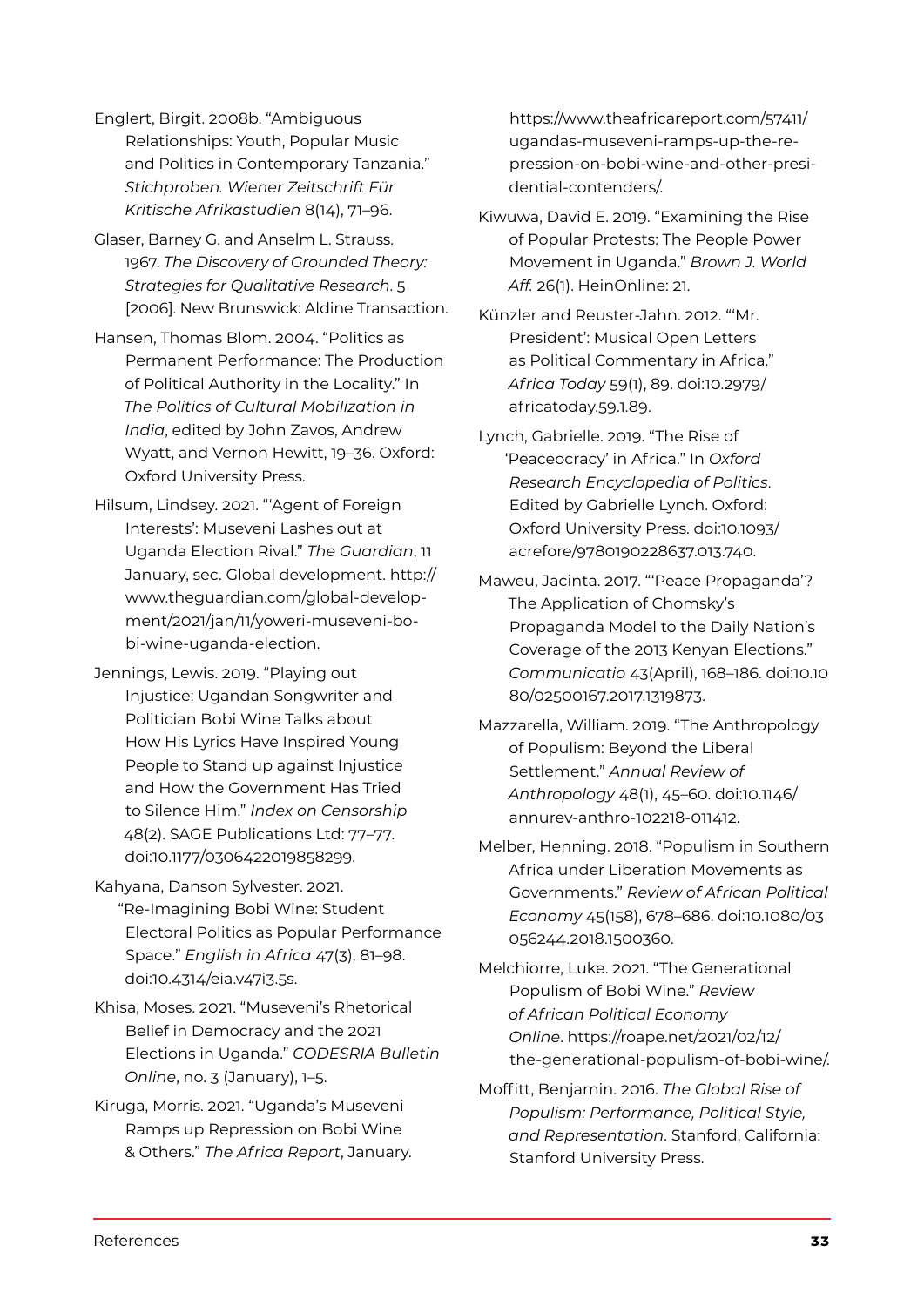Englert, Birgit. 2008b. "Ambiguous Relationships: Youth, Popular Music and Politics in Contemporary Tanzania." *Stichproben. Wiener Zeitschrift Für Kritische Afrikastudien* 8(14), 71–96.

Glaser, Barney G. and Anselm L. Strauss. 1967. *The Discovery of Grounded Theory: Strategies for Qualitative Research*. 5 [2006]. New Brunswick: Aldine Transaction.

Hansen, Thomas Blom. 2004. "Politics as Permanent Performance: The Production of Political Authority in the Locality." In *The Politics of Cultural Mobilization in India*, edited by John Zavos, Andrew Wyatt, and Vernon Hewitt, 19–36. Oxford: Oxford University Press.

Hilsum, Lindsey. 2021. "'Agent of Foreign Interests': Museveni Lashes out at Uganda Election Rival." *The Guardian*, 11 January, sec. Global development. http://www.theguardian.com/global-development/2021/jan/11/yoweri-museveni-bobi-wine-uganda-election.

Jennings, Lewis. 2019. "Playing out Injustice: Ugandan Songwriter and Politician Bobi Wine Talks about How His Lyrics Have Inspired Young People to Stand up against Injustice and How the Government Has Tried to Silence Him." *Index on Censorship* 48(2). SAGE Publications Ltd: 77–77. doi:10.1177/0306422019858299.

Kahyana, Danson Sylvester. 2021. "Re-Imagining Bobi Wine: Student Electoral Politics as Popular Performance Space." *English in Africa* 47(3), 81–98. doi:10.4314/eia.v47i3.5s.

Khisa, Moses. 2021. "Museveni's Rhetorical Belief in Democracy and the 2021 Elections in Uganda." *CODESRIA Bulletin Online*, no. 3 (January), 1–5.

Kiruga, Morris. 2021. "Uganda's Museveni Ramps up Repression on Bobi Wine & Others." *The Africa Report*, January. https://www.theafricareport.com/57411/ugandas-museveni-ramps-up-the-repression-on-bobi-wine-and-other-presidential-contenders/.

Kiwuwa, David E. 2019. "Examining the Rise of Popular Protests: The People Power Movement in Uganda." *Brown J. World Aff.* 26(1). HeinOnline: 21.

Künzler and Reuster-Jahn. 2012. "'Mr. President': Musical Open Letters as Political Commentary in Africa." *Africa Today* 59(1), 89. doi:10.2979/africatoday.59.1.89.

Lynch, Gabrielle. 2019. "The Rise of 'Peaceocracy' in Africa." In *Oxford Research Encyclopedia of Politics*. Edited by Gabrielle Lynch. Oxford: Oxford University Press. doi:10.1093/acrefore/9780190228637.013.740.

Maweu, Jacinta. 2017. "'Peace Propaganda'? The Application of Chomsky's Propaganda Model to the Daily Nation's Coverage of the 2013 Kenyan Elections." *Communicatio* 43(April), 168–186. doi:10.1080/02500167.2017.1319873.

Mazzarella, William. 2019. "The Anthropology of Populism: Beyond the Liberal Settlement." *Annual Review of Anthropology* 48(1), 45–60. doi:10.1146/annurev-anthro-102218-011412.

Melber, Henning. 2018. "Populism in Southern Africa under Liberation Movements as Governments." *Review of African Political Economy* 45(158), 678–686. doi:10.1080/03056244.2018.1500360.

Melchiorre, Luke. 2021. "The Generational Populism of Bobi Wine." *Review of African Political Economy Online*. https://roape.net/2021/02/12/the-generational-populism-of-bobi-wine/.

Moffitt, Benjamin. 2016. *The Global Rise of Populism: Performance, Political Style, and Representation*. Stanford, California: Stanford University Press.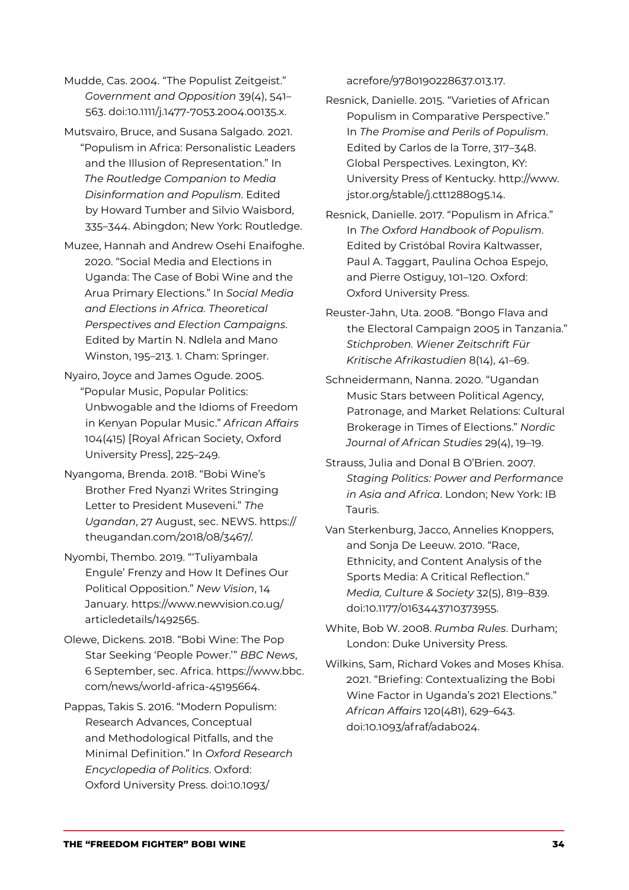Mudde, Cas. 2004. "The Populist Zeitgeist." *Government and Opposition* 39(4), 541–563. doi:10.1111/j.1477-7053.2004.00135.x.

Mutsvairo, Bruce, and Susana Salgado. 2021. "Populism in Africa: Personalistic Leaders and the Illusion of Representation." In *The Routledge Companion to Media Disinformation and Populism*. Edited by Howard Tumber and Silvio Waisbord, 335–344. Abingdon; New York: Routledge.

Muzee, Hannah and Andrew Osehi Enaifoghe. 2020. "Social Media and Elections in Uganda: The Case of Bobi Wine and the Arua Primary Elections." In *Social Media and Elections in Africa. Theoretical Perspectives and Election Campaigns*. Edited by Martin N. Ndlela and Mano Winston, 195–213. 1. Cham: Springer.

Nyairo, Joyce and James Ogude. 2005. "Popular Music, Popular Politics: Unbwogable and the Idioms of Freedom in Kenyan Popular Music." *African Affairs* 104(415) [Royal African Society, Oxford University Press], 225–249.

Nyangoma, Brenda. 2018. "Bobi Wine's Brother Fred Nyanzi Writes Stringing Letter to President Museveni." *The Ugandan*, 27 August, sec. NEWS. https://theugandan.com/2018/08/3467/.

Nyombi, Thembo. 2019. "'Tuliyambala Engule' Frenzy and How It Defines Our Political Opposition." *New Vision*, 14 January. https://www.newvision.co.ug/articledetails/1492565.

Olewe, Dickens. 2018. "Bobi Wine: The Pop Star Seeking 'People Power.'" *BBC News*, 6 September, sec. Africa. https://www.bbc.com/news/world-africa-45195664.

Pappas, Takis S. 2016. "Modern Populism: Research Advances, Conceptual and Methodological Pitfalls, and the Minimal Definition." In *Oxford Research Encyclopedia of Politics*. Oxford: Oxford University Press. doi:10.1093/acrefore/9780190228637.013.17.

Resnick, Danielle. 2015. "Varieties of African Populism in Comparative Perspective." In *The Promise and Perils of Populism*. Edited by Carlos de la Torre, 317–348. Global Perspectives. Lexington, KY: University Press of Kentucky. http://www.jstor.org/stable/j.ctt12880g5.14.

Resnick, Danielle. 2017. "Populism in Africa." In *The Oxford Handbook of Populism*. Edited by Cristóbal Rovira Kaltwasser, Paul A. Taggart, Paulina Ochoa Espejo, and Pierre Ostiguy, 101–120. Oxford: Oxford University Press.

Reuster-Jahn, Uta. 2008. "Bongo Flava and the Electoral Campaign 2005 in Tanzania." *Stichproben. Wiener Zeitschrift Für Kritische Afrikastudien* 8(14), 41–69.

Schneidermann, Nanna. 2020. "Ugandan Music Stars between Political Agency, Patronage, and Market Relations: Cultural Brokerage in Times of Elections." *Nordic Journal of African Studies* 29(4), 19–19.

Strauss, Julia and Donal B O'Brien. 2007. *Staging Politics: Power and Performance in Asia and Africa*. London; New York: IB Tauris.

Van Sterkenburg, Jacco, Annelies Knoppers, and Sonja De Leeuw. 2010. "Race, Ethnicity, and Content Analysis of the Sports Media: A Critical Reflection." *Media, Culture & Society* 32(5), 819–839. doi:10.1177/0163443710373955.

White, Bob W. 2008. *Rumba Rules*. Durham; London: Duke University Press.

Wilkins, Sam, Richard Vokes and Moses Khisa. 2021. "Briefing: Contextualizing the Bobi Wine Factor in Uganda's 2021 Elections." *African Affairs* 120(481), 629–643. doi:10.1093/afraf/adab024.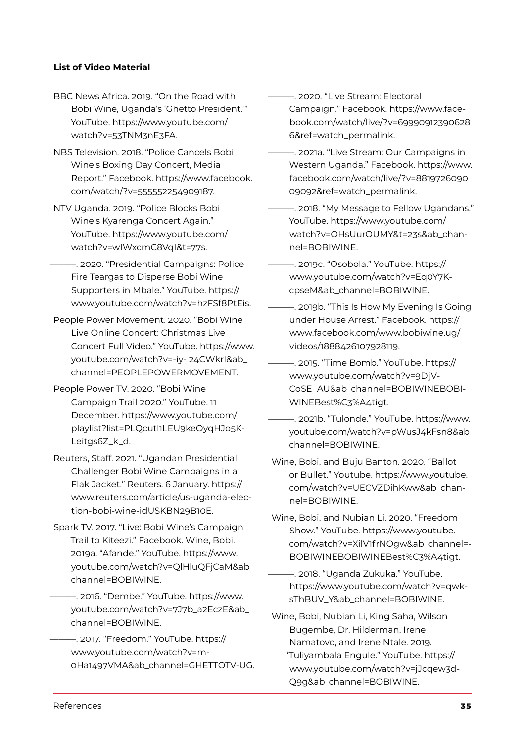**List of Video Material**

BBC News Africa. 2019. "On the Road with Bobi Wine, Uganda's 'Ghetto President.'" YouTube. https://www.youtube.com/watch?v=53TNM3nE3FA.

NBS Television. 2018. "Police Cancels Bobi Wine's Boxing Day Concert, Media Report." Facebook. https://www.facebook.com/watch/?v=555552254909187.

NTV Uganda. 2019. "Police Blocks Bobi Wine's Kyarenga Concert Again." YouTube. https://www.youtube.com/watch?v=wIWxcmC8VqI&t=77s.

———. 2020. "Presidential Campaigns: Police Fire Teargas to Disperse Bobi Wine Supporters in Mbale." YouTube. https://www.youtube.com/watch?v=hzFSf8PtEis.

People Power Movement. 2020. "Bobi Wine Live Online Concert: Christmas Live Concert Full Video." YouTube. https://www.youtube.com/watch?v=-iy- 24CWkrI&ab_channel=PEOPLEPOWERMOVEMENT.

People Power TV. 2020. "Bobi Wine Campaign Trail 2020." YouTube. 11 December. https://www.youtube.com/playlist?list=PLQcutl1LEU9keOyqHJo5K-Leitgs6Z_k_d.

Reuters, Staff. 2021. "Ugandan Presidential Challenger Bobi Wine Campaigns in a Flak Jacket." Reuters. 6 January. https://www.reuters.com/article/us-uganda-election-bobi-wine-idUSKBN29B10E.

Spark TV. 2017. "Live: Bobi Wine's Campaign Trail to Kiteezi." Facebook. Wine, Bobi. 2019a. "Afande." YouTube. https://www.youtube.com/watch?v=QlHluQFjCaM&ab_channel=BOBIWINE.

———. 2016. "Dembe." YouTube. https://www.youtube.com/watch?v=7J7b_a2EczE&ab_channel=BOBIWINE.

———. 2017. "Freedom." YouTube. https://www.youtube.com/watch?v=m-0Ha1497VMA&ab_channel=GHETTOTV-UG.

———. 2020. "Live Stream: Electoral Campaign." Facebook. https://www.facebook.com/watch/live/?v=699909123906286&ref=watch_permalink.

———. 2021a. "Live Stream: Our Campaigns in Western Uganda." Facebook. https://www.facebook.com/watch/live/?v=881972609009092&ref=watch_permalink.

———. 2018. "My Message to Fellow Ugandans." YouTube. https://www.youtube.com/watch?v=OHsUurOUMY&t=23s&ab_channel=BOBIWINE.

———. 2019c. "Osobola." YouTube. https://www.youtube.com/watch?v=Eq0Y7K-cpseM&ab_channel=BOBIWINE.

———. 2019b. "This Is How My Evening Is Going under House Arrest." Facebook. https://www.facebook.com/www.bobiwine.ug/videos/1888426107928119.

———. 2015. "Time Bomb." YouTube. https://www.youtube.com/watch?v=9DjV-CoSE_AU&ab_channel=BOBIWINEBOBIWINEBest%C3%A4tigt.

———. 2021b. "Tulonde." YouTube. https://www.youtube.com/watch?v=pWusJ4kFsn8&ab_channel=BOBIWINE.

Wine, Bobi, and Buju Banton. 2020. "Ballot or Bullet." Youtube. https://www.youtube.com/watch?v=UECVZDihKww&ab_channel=BOBIWINE.

Wine, Bobi, and Nubian Li. 2020. "Freedom Show." YouTube. https://www.youtube.com/watch?v=XilV1frNOgw&ab_channel=-BOBIWINEBOBIWINEBest%C3%A4tigt.

———. 2018. "Uganda Zukuka." YouTube. https://www.youtube.com/watch?v=qwk-sThBUV_Y&ab_channel=BOBIWINE.

Wine, Bobi, Nubian Li, King Saha, Wilson Bugembe, Dr. Hilderman, Irene Namatovo, and Irene Ntale. 2019. "Tuliyambala Engule." YouTube. https://www.youtube.com/watch?v=jJcqew3d-Q9g&ab_channel=BOBIWINE.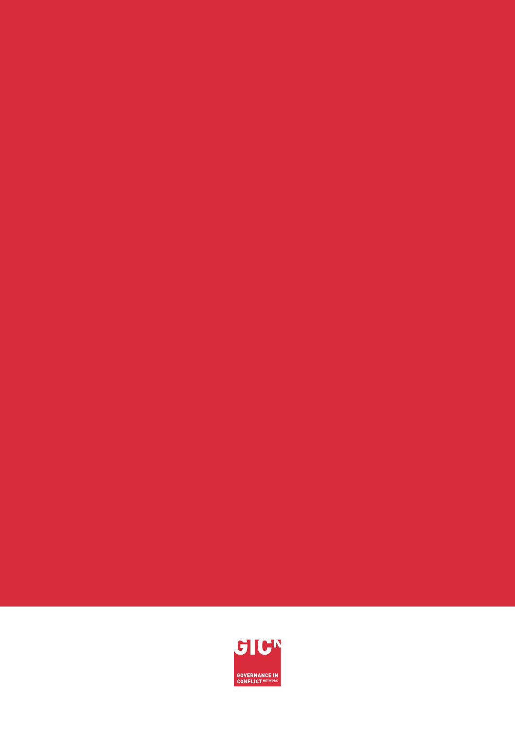GICN

GOVERNANCE IN CONFLICT NETWORK